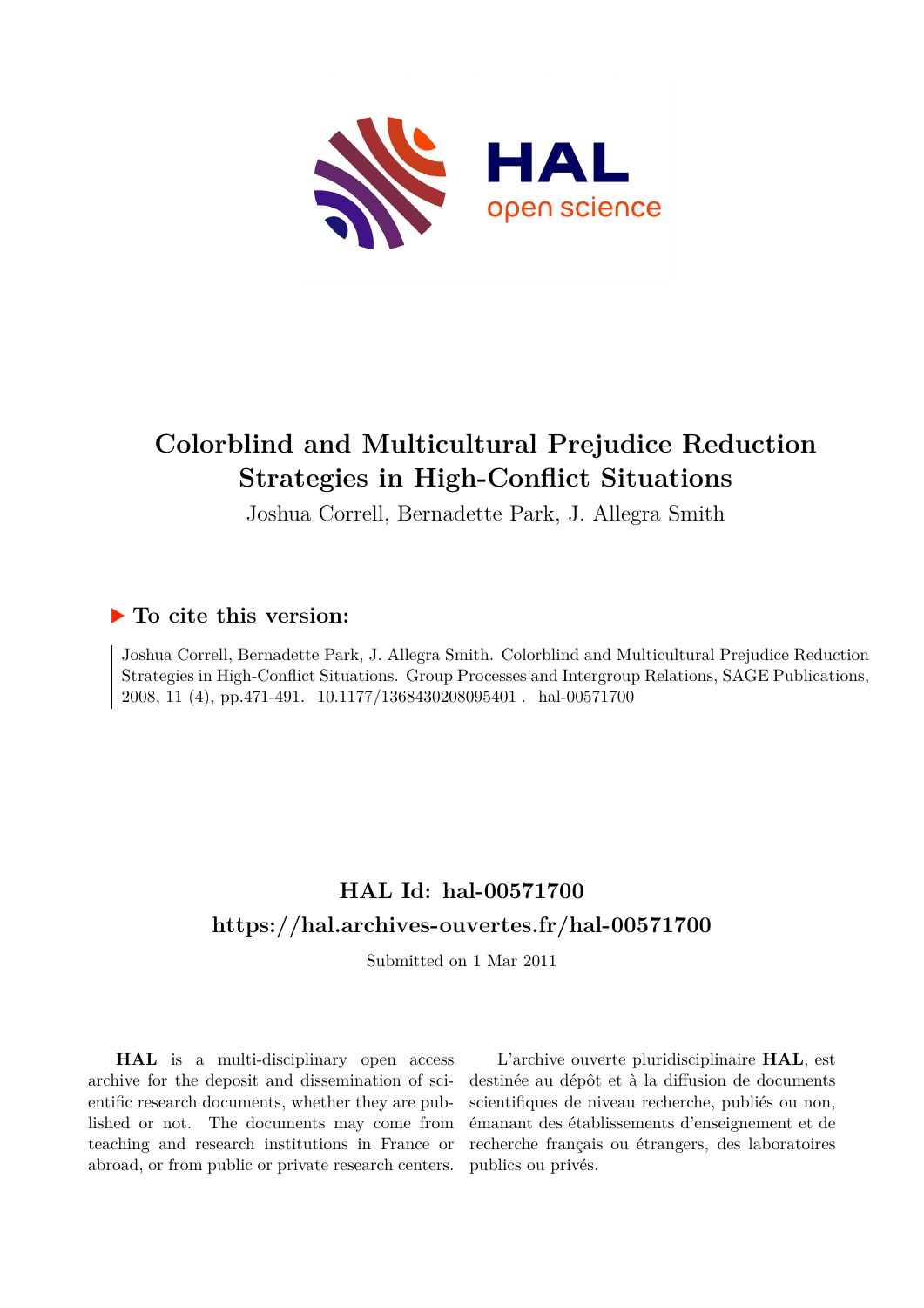# Colorblind and Multicultural Prejudice Reduction Strategies in High-Conflict Situations

Joshua Correll, Bernadette Park, J. Allegra Smith

## ▶ To cite this version:

Joshua Correll, Bernadette Park, J. Allegra Smith. Colorblind and Multicultural Prejudice Reduction Strategies in High-Conflict Situations. Group Processes and Intergroup Relations, SAGE Publications, 2008, 11 (4), pp.471-491. 10.1177/1368430208095401 . hal-00571700

## HAL Id: hal-00571700

## https://hal.archives-ouvertes.fr/hal-00571700

Submitted on 1 Mar 2011

**HAL** is a multi-disciplinary open access archive for the deposit and dissemination of scientific research documents, whether they are published or not. The documents may come from teaching and research institutions in France or abroad, or from public or private research centers.

L'archive ouverte pluridisciplinaire **HAL**, est destinée au dépôt et à la diffusion de documents scientifiques de niveau recherche, publiés ou non, émanant des établissements d'enseignement et de recherche français ou étrangers, des laboratoires publics ou privés.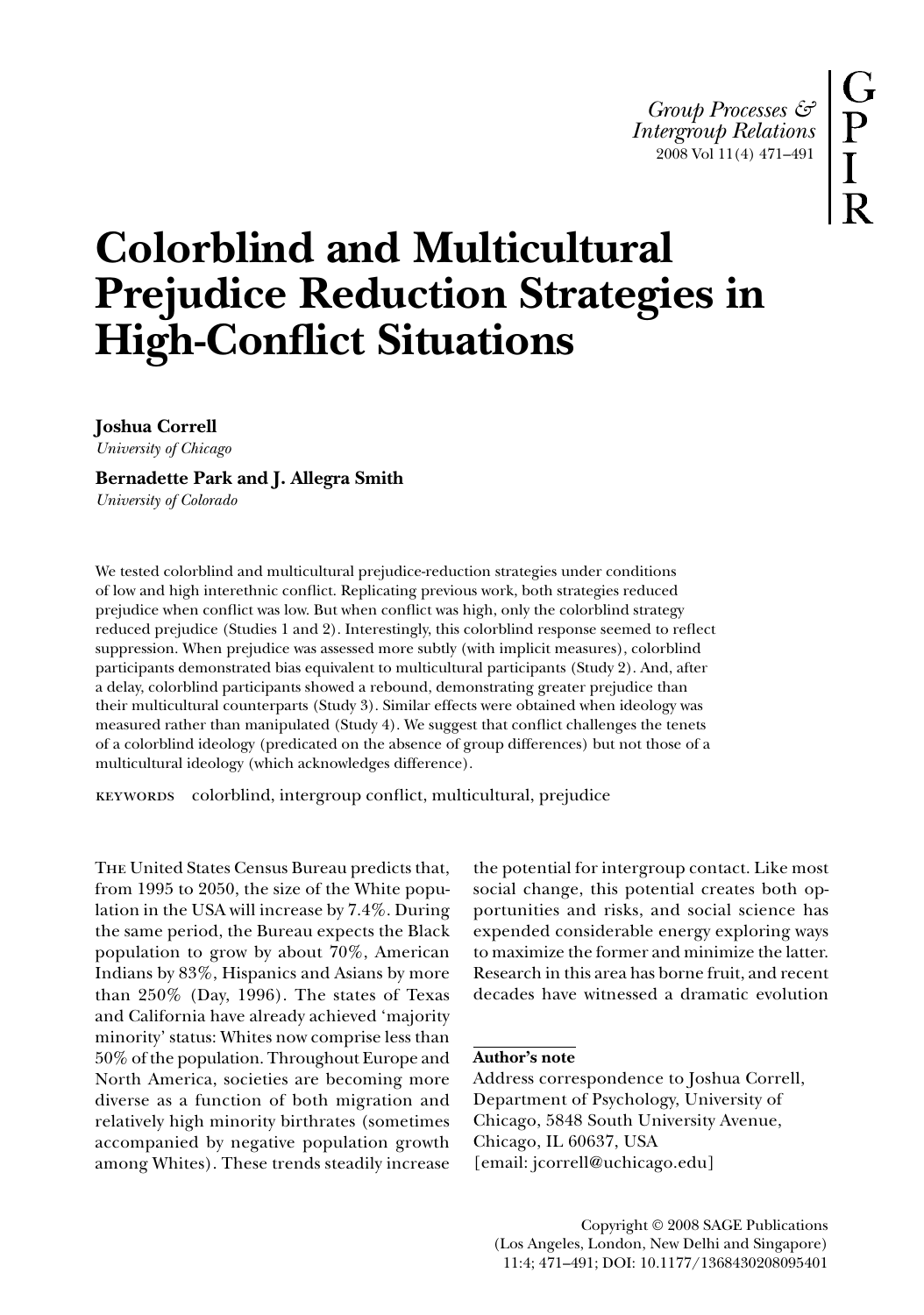# Colorblind and Multicultural Prejudice Reduction Strategies in High-Conflict Situations

**Joshua Correll**
*University of Chicago*

**Bernadette Park and J. Allegra Smith**
*University of Colorado*

We tested colorblind and multicultural prejudice-reduction strategies under conditions of low and high interethnic conflict. Replicating previous work, both strategies reduced prejudice when conflict was low. But when conflict was high, only the colorblind strategy reduced prejudice (Studies 1 and 2). Interestingly, this colorblind response seemed to reflect suppression. When prejudice was assessed more subtly (with implicit measures), colorblind participants demonstrated bias equivalent to multicultural participants (Study 2). And, after a delay, colorblind participants showed a rebound, demonstrating greater prejudice than their multicultural counterparts (Study 3). Similar effects were obtained when ideology was measured rather than manipulated (Study 4). We suggest that conflict challenges the tenets of a colorblind ideology (predicated on the absence of group differences) but not those of a multicultural ideology (which acknowledges difference).

KEYWORDS colorblind, intergroup conflict, multicultural, prejudice

THE United States Census Bureau predicts that, from 1995 to 2050, the size of the White population in the USA will increase by 7.4%. During the same period, the Bureau expects the Black population to grow by about 70%, American Indians by 83%, Hispanics and Asians by more than 250% (Day, 1996). The states of Texas and California have already achieved 'majority minority' status: Whites now comprise less than 50% of the population. Throughout Europe and North America, societies are becoming more diverse as a function of both migration and relatively high minority birthrates (sometimes accompanied by negative population growth among Whites). These trends steadily increase the potential for intergroup contact. Like most social change, this potential creates both opportunities and risks, and social science has expended considerable energy exploring ways to maximize the former and minimize the latter. Research in this area has borne fruit, and recent decades have witnessed a dramatic evolution

**Author's note**

Address correspondence to Joshua Correll, Department of Psychology, University of Chicago, 5848 South University Avenue, Chicago, IL 60637, USA
[email: jcorrell@uchicago.edu]

Copyright © 2008 SAGE Publications (Los Angeles, London, New Delhi and Singapore) 11:4; 471–491; DOI: 10.1177/1368430208095401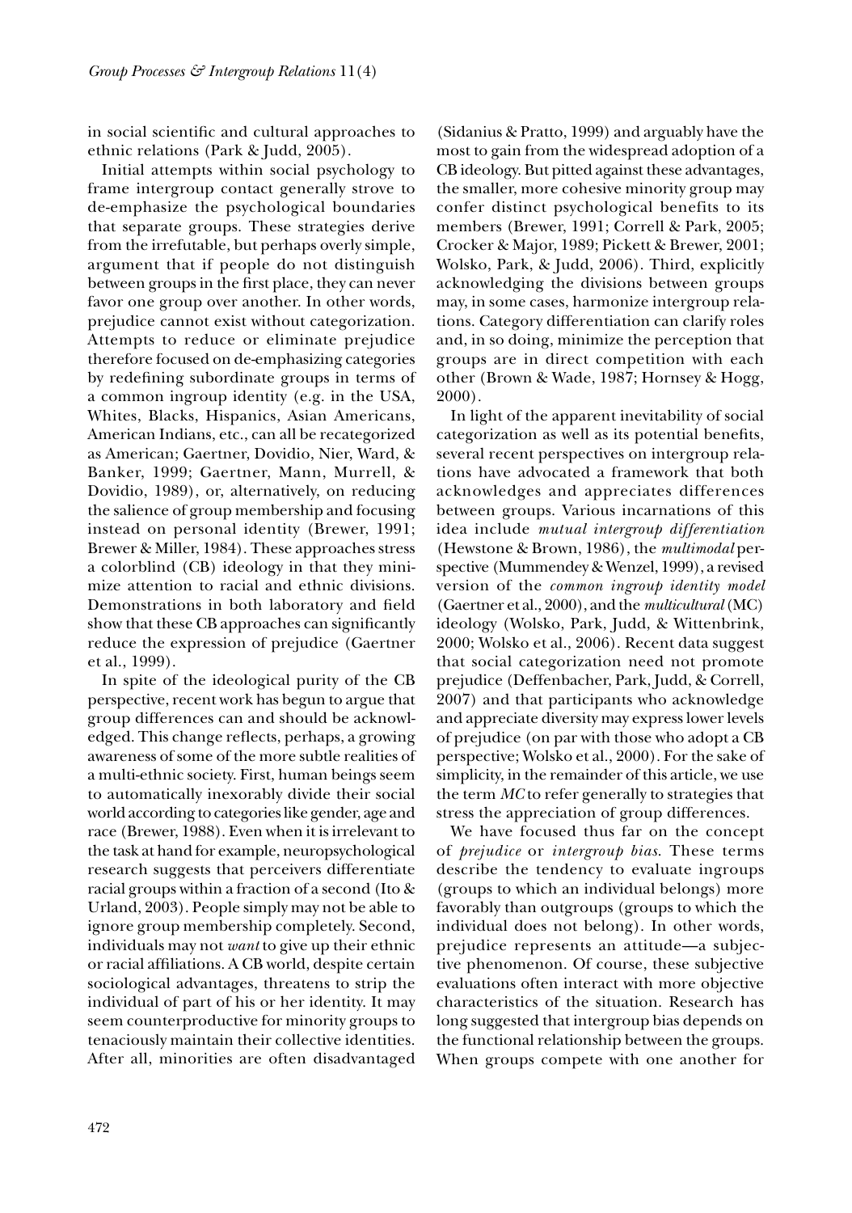in social scientific and cultural approaches to ethnic relations (Park & Judd, 2005).

Initial attempts within social psychology to frame intergroup contact generally strove to de-emphasize the psychological boundaries that separate groups. These strategies derive from the irrefutable, but perhaps overly simple, argument that if people do not distinguish between groups in the first place, they can never favor one group over another. In other words, prejudice cannot exist without categorization. Attempts to reduce or eliminate prejudice therefore focused on de-emphasizing categories by redefining subordinate groups in terms of a common ingroup identity (e.g. in the USA, Whites, Blacks, Hispanics, Asian Americans, American Indians, etc., can all be recategorized as American; Gaertner, Dovidio, Nier, Ward, & Banker, 1999; Gaertner, Mann, Murrell, & Dovidio, 1989), or, alternatively, on reducing the salience of group membership and focusing instead on personal identity (Brewer, 1991; Brewer & Miller, 1984). These approaches stress a colorblind (CB) ideology in that they minimize attention to racial and ethnic divisions. Demonstrations in both laboratory and field show that these CB approaches can significantly reduce the expression of prejudice (Gaertner et al., 1999).

In spite of the ideological purity of the CB perspective, recent work has begun to argue that group differences can and should be acknowledged. This change reflects, perhaps, a growing awareness of some of the more subtle realities of a multi-ethnic society. First, human beings seem to automatically inexorably divide their social world according to categories like gender, age and race (Brewer, 1988). Even when it is irrelevant to the task at hand for example, neuropsychological research suggests that perceivers differentiate racial groups within a fraction of a second (Ito & Urland, 2003). People simply may not be able to ignore group membership completely. Second, individuals may not *want* to give up their ethnic or racial affiliations. A CB world, despite certain sociological advantages, threatens to strip the individual of part of his or her identity. It may seem counterproductive for minority groups to tenaciously maintain their collective identities. After all, minorities are often disadvantaged (Sidanius & Pratto, 1999) and arguably have the most to gain from the widespread adoption of a CB ideology. But pitted against these advantages, the smaller, more cohesive minority group may confer distinct psychological benefits to its members (Brewer, 1991; Correll & Park, 2005; Crocker & Major, 1989; Pickett & Brewer, 2001; Wolsko, Park, & Judd, 2006). Third, explicitly acknowledging the divisions between groups may, in some cases, harmonize intergroup relations. Category differentiation can clarify roles and, in so doing, minimize the perception that groups are in direct competition with each other (Brown & Wade, 1987; Hornsey & Hogg, 2000).

In light of the apparent inevitability of social categorization as well as its potential benefits, several recent perspectives on intergroup relations have advocated a framework that both acknowledges and appreciates differences between groups. Various incarnations of this idea include *mutual intergroup differentiation* (Hewstone & Brown, 1986), the *multimodal* perspective (Mummendey & Wenzel, 1999), a revised version of the *common ingroup identity model* (Gaertner et al., 2000), and the *multicultural* (MC) ideology (Wolsko, Park, Judd, & Wittenbrink, 2000; Wolsko et al., 2006). Recent data suggest that social categorization need not promote prejudice (Deffenbacher, Park, Judd, & Correll, 2007) and that participants who acknowledge and appreciate diversity may express lower levels of prejudice (on par with those who adopt a CB perspective; Wolsko et al., 2000). For the sake of simplicity, in the remainder of this article, we use the term *MC* to refer generally to strategies that stress the appreciation of group differences.

We have focused thus far on the concept of *prejudice* or *intergroup bias*. These terms describe the tendency to evaluate ingroups (groups to which an individual belongs) more favorably than outgroups (groups to which the individual does not belong). In other words, prejudice represents an attitude—a subjective phenomenon. Of course, these subjective evaluations often interact with more objective characteristics of the situation. Research has long suggested that intergroup bias depends on the functional relationship between the groups. When groups compete with one another for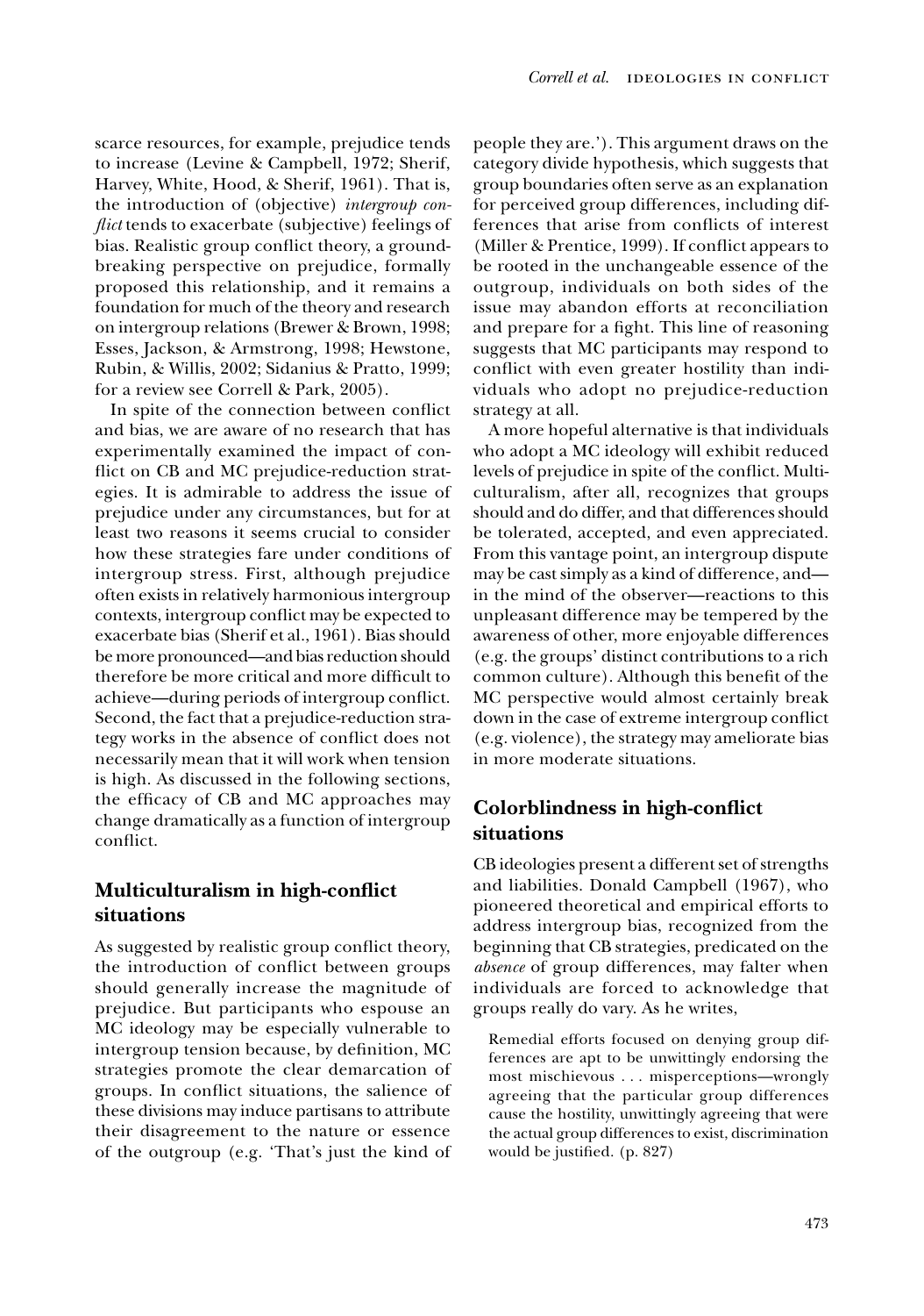scarce resources, for example, prejudice tends to increase (Levine & Campbell, 1972; Sherif, Harvey, White, Hood, & Sherif, 1961). That is, the introduction of (objective) *intergroup conflict* tends to exacerbate (subjective) feelings of bias. Realistic group conflict theory, a groundbreaking perspective on prejudice, formally proposed this relationship, and it remains a foundation for much of the theory and research on intergroup relations (Brewer & Brown, 1998; Esses, Jackson, & Armstrong, 1998; Hewstone, Rubin, & Willis, 2002; Sidanius & Pratto, 1999; for a review see Correll & Park, 2005).

In spite of the connection between conflict and bias, we are aware of no research that has experimentally examined the impact of conflict on CB and MC prejudice-reduction strategies. It is admirable to address the issue of prejudice under any circumstances, but for at least two reasons it seems crucial to consider how these strategies fare under conditions of intergroup stress. First, although prejudice often exists in relatively harmonious intergroup contexts, intergroup conflict may be expected to exacerbate bias (Sherif et al., 1961). Bias should be more pronounced—and bias reduction should therefore be more critical and more difficult to achieve—during periods of intergroup conflict. Second, the fact that a prejudice-reduction strategy works in the absence of conflict does not necessarily mean that it will work when tension is high. As discussed in the following sections, the efficacy of CB and MC approaches may change dramatically as a function of intergroup conflict.

## Multiculturalism in high-conflict situations

As suggested by realistic group conflict theory, the introduction of conflict between groups should generally increase the magnitude of prejudice. But participants who espouse an MC ideology may be especially vulnerable to intergroup tension because, by definition, MC strategies promote the clear demarcation of groups. In conflict situations, the salience of these divisions may induce partisans to attribute their disagreement to the nature or essence of the outgroup (e.g. 'That's just the kind of people they are.'). This argument draws on the category divide hypothesis, which suggests that group boundaries often serve as an explanation for perceived group differences, including differences that arise from conflicts of interest (Miller & Prentice, 1999). If conflict appears to be rooted in the unchangeable essence of the outgroup, individuals on both sides of the issue may abandon efforts at reconciliation and prepare for a fight. This line of reasoning suggests that MC participants may respond to conflict with even greater hostility than individuals who adopt no prejudice-reduction strategy at all.

A more hopeful alternative is that individuals who adopt a MC ideology will exhibit reduced levels of prejudice in spite of the conflict. Multiculturalism, after all, recognizes that groups should and do differ, and that differences should be tolerated, accepted, and even appreciated. From this vantage point, an intergroup dispute may be cast simply as a kind of difference, and—in the mind of the observer—reactions to this unpleasant difference may be tempered by the awareness of other, more enjoyable differences (e.g. the groups' distinct contributions to a rich common culture). Although this benefit of the MC perspective would almost certainly break down in the case of extreme intergroup conflict (e.g. violence), the strategy may ameliorate bias in more moderate situations.

## Colorblindness in high-conflict situations

CB ideologies present a different set of strengths and liabilities. Donald Campbell (1967), who pioneered theoretical and empirical efforts to address intergroup bias, recognized from the beginning that CB strategies, predicated on the *absence* of group differences, may falter when individuals are forced to acknowledge that groups really do vary. As he writes,

> Remedial efforts focused on denying group differences are apt to be unwittingly endorsing the most mischievous . . . misperceptions—wrongly agreeing that the particular group differences cause the hostility, unwittingly agreeing that were the actual group differences to exist, discrimination would be justified. (p. 827)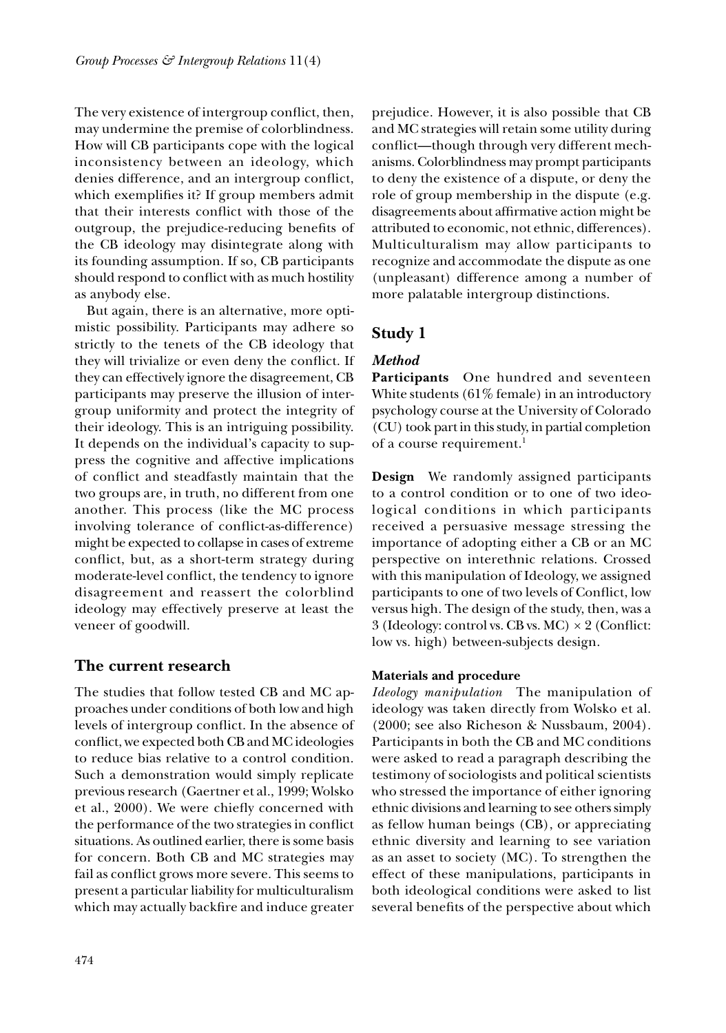The very existence of intergroup conflict, then, may undermine the premise of colorblindness. How will CB participants cope with the logical inconsistency between an ideology, which denies difference, and an intergroup conflict, which exemplifies it? If group members admit that their interests conflict with those of the outgroup, the prejudice-reducing benefits of the CB ideology may disintegrate along with its founding assumption. If so, CB participants should respond to conflict with as much hostility as anybody else.

But again, there is an alternative, more optimistic possibility. Participants may adhere so strictly to the tenets of the CB ideology that they will trivialize or even deny the conflict. If they can effectively ignore the disagreement, CB participants may preserve the illusion of intergroup uniformity and protect the integrity of their ideology. This is an intriguing possibility. It depends on the individual's capacity to suppress the cognitive and affective implications of conflict and steadfastly maintain that the two groups are, in truth, no different from one another. This process (like the MC process involving tolerance of conflict-as-difference) might be expected to collapse in cases of extreme conflict, but, as a short-term strategy during moderate-level conflict, the tendency to ignore disagreement and reassert the colorblind ideology may effectively preserve at least the veneer of goodwill.

## The current research

The studies that follow tested CB and MC approaches under conditions of both low and high levels of intergroup conflict. In the absence of conflict, we expected both CB and MC ideologies to reduce bias relative to a control condition. Such a demonstration would simply replicate previous research (Gaertner et al., 1999; Wolsko et al., 2000). We were chiefly concerned with the performance of the two strategies in conflict situations. As outlined earlier, there is some basis for concern. Both CB and MC strategies may fail as conflict grows more severe. This seems to present a particular liability for multiculturalism which may actually backfire and induce greater prejudice. However, it is also possible that CB and MC strategies will retain some utility during conflict—though through very different mechanisms. Colorblindness may prompt participants to deny the existence of a dispute, or deny the role of group membership in the dispute (e.g. disagreements about affirmative action might be attributed to economic, not ethnic, differences). Multiculturalism may allow participants to recognize and accommodate the dispute as one (unpleasant) difference among a number of more palatable intergroup distinctions.

## Study 1

### *Method*

**Participants** One hundred and seventeen White students (61% female) in an introductory psychology course at the University of Colorado (CU) took part in this study, in partial completion of a course requirement.[1]

**Design** We randomly assigned participants to a control condition or to one of two ideological conditions in which participants received a persuasive message stressing the importance of adopting either a CB or an MC perspective on interethnic relations. Crossed with this manipulation of Ideology, we assigned participants to one of two levels of Conflict, low versus high. The design of the study, then, was a 3 (Ideology: control vs. CB vs. MC) $\times$ 2 (Conflict: low vs. high) between-subjects design.

#### Materials and procedure

*Ideology manipulation* The manipulation of ideology was taken directly from Wolsko et al. (2000; see also Richeson & Nussbaum, 2004). Participants in both the CB and MC conditions were asked to read a paragraph describing the testimony of sociologists and political scientists who stressed the importance of either ignoring ethnic divisions and learning to see others simply as fellow human beings (CB), or appreciating ethnic diversity and learning to see variation as an asset to society (MC). To strengthen the effect of these manipulations, participants in both ideological conditions were asked to list several benefits of the perspective about which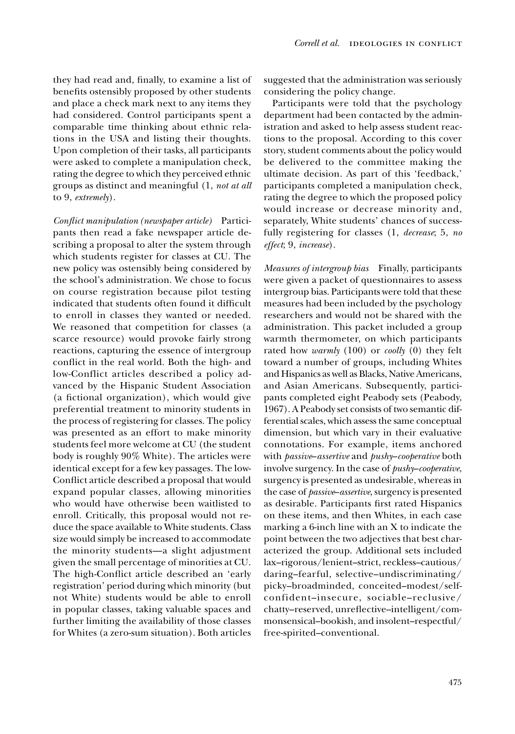they had read and, finally, to examine a list of benefits ostensibly proposed by other students and place a check mark next to any items they had considered. Control participants spent a comparable time thinking about ethnic relations in the USA and listing their thoughts. Upon completion of their tasks, all participants were asked to complete a manipulation check, rating the degree to which they perceived ethnic groups as distinct and meaningful (1, *not at all* to 9, *extremely*).

*Conflict manipulation (newspaper article)* Participants then read a fake newspaper article describing a proposal to alter the system through which students register for classes at CU. The new policy was ostensibly being considered by the school's administration. We chose to focus on course registration because pilot testing indicated that students often found it difficult to enroll in classes they wanted or needed. We reasoned that competition for classes (a scarce resource) would provoke fairly strong reactions, capturing the essence of intergroup conflict in the real world. Both the high- and low-Conflict articles described a policy advanced by the Hispanic Student Association (a fictional organization), which would give preferential treatment to minority students in the process of registering for classes. The policy was presented as an effort to make minority students feel more welcome at CU (the student body is roughly 90% White). The articles were identical except for a few key passages. The low-Conflict article described a proposal that would expand popular classes, allowing minorities who would have otherwise been waitlisted to enroll. Critically, this proposal would not reduce the space available to White students. Class size would simply be increased to accommodate the minority students—a slight adjustment given the small percentage of minorities at CU. The high-Conflict article described an 'early registration' period during which minority (but not White) students would be able to enroll in popular classes, taking valuable spaces and further limiting the availability of those classes for Whites (a zero-sum situation). Both articles suggested that the administration was seriously considering the policy change.

Participants were told that the psychology department had been contacted by the administration and asked to help assess student reactions to the proposal. According to this cover story, student comments about the policy would be delivered to the committee making the ultimate decision. As part of this 'feedback,' participants completed a manipulation check, rating the degree to which the proposed policy would increase or decrease minority and, separately, White students' chances of successfully registering for classes (1, *decrease*; 5, *no effect*; 9, *increase*).

*Measures of intergroup bias* Finally, participants were given a packet of questionnaires to assess intergroup bias. Participants were told that these measures had been included by the psychology researchers and would not be shared with the administration. This packet included a group warmth thermometer, on which participants rated how *warmly* (100) or *coolly* (0) they felt toward a number of groups, including Whites and Hispanics as well as Blacks, Native Americans, and Asian Americans. Subsequently, participants completed eight Peabody sets (Peabody, 1967). A Peabody set consists of two semantic differential scales, which assess the same conceptual dimension, but which vary in their evaluative connotations. For example, items anchored with *passive–assertive* and *pushy–cooperative* both involve surgency. In the case of *pushy–cooperative*, surgency is presented as undesirable, whereas in the case of *passive–assertive*, surgency is presented as desirable. Participants first rated Hispanics on these items, and then Whites, in each case marking a 6-inch line with an X to indicate the point between the two adjectives that best characterized the group. Additional sets included lax–rigorous/lenient–strict, reckless–cautious/daring–fearful, selective–undiscriminating/picky–broadminded, conceited–modest/self-confident–insecure, sociable–reclusive/chatty–reserved, unreflective–intelligent/commonsensical–bookish, and insolent–respectful/free-spirited–conventional.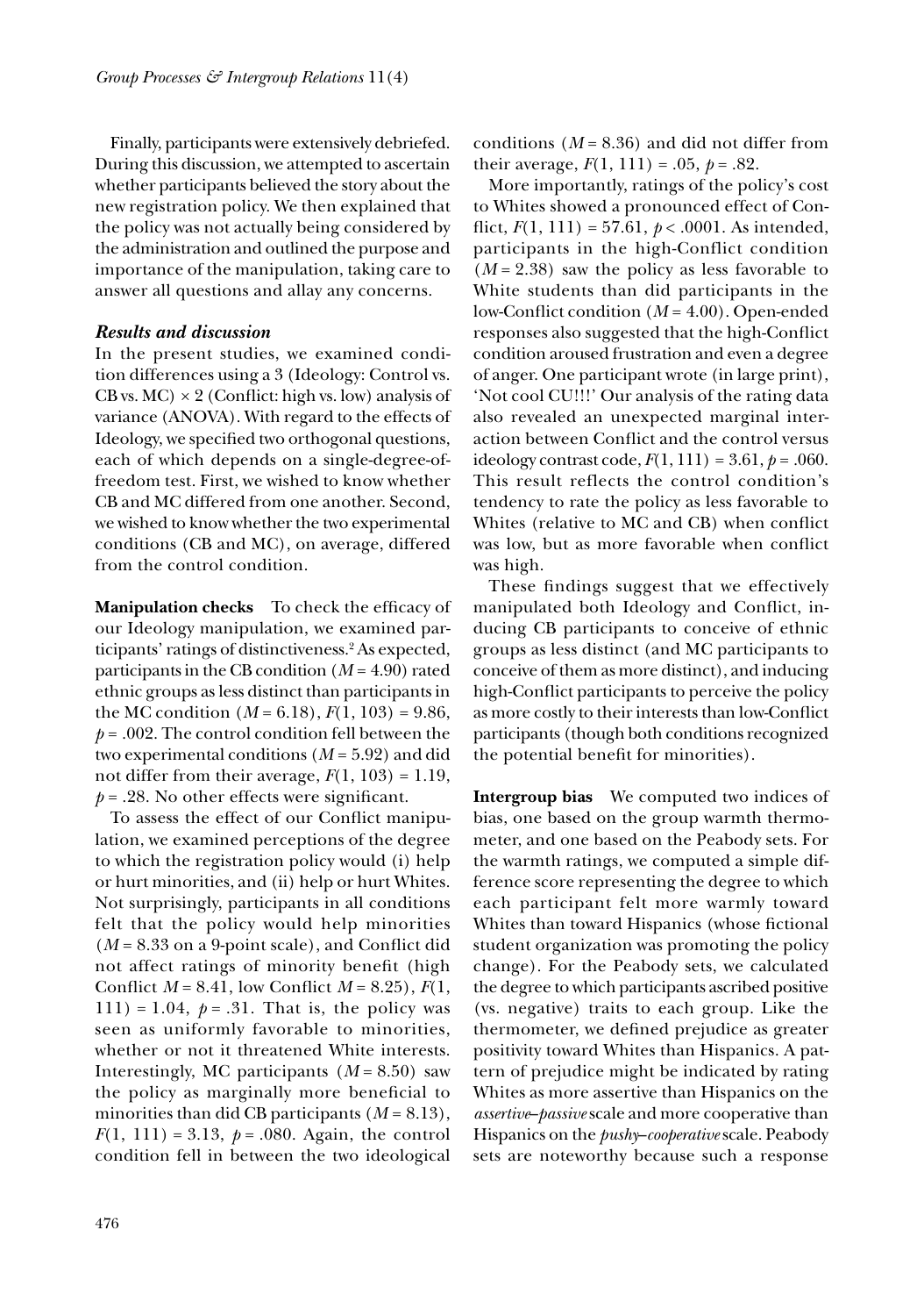Finally, participants were extensively debriefed. During this discussion, we attempted to ascertain whether participants believed the story about the new registration policy. We then explained that the policy was not actually being considered by the administration and outlined the purpose and importance of the manipulation, taking care to answer all questions and allay any concerns.

### *Results and discussion*

In the present studies, we examined condition differences using a 3 (Ideology: Control vs. CB vs. MC) × 2 (Conflict: high vs. low) analysis of variance (ANOVA). With regard to the effects of Ideology, we specified two orthogonal questions, each of which depends on a single-degree-of-freedom test. First, we wished to know whether CB and MC differed from one another. Second, we wished to know whether the two experimental conditions (CB and MC), on average, differed from the control condition.

**Manipulation checks** To check the efficacy of our Ideology manipulation, we examined participants' ratings of distinctiveness.[2] As expected, participants in the CB condition ($M = 4.90$) rated ethnic groups as less distinct than participants in the MC condition ($M = 6.18$), $F(1, 103) = 9.86$, $p = .002$. The control condition fell between the two experimental conditions ($M = 5.92$) and did not differ from their average, $F(1, 103) = 1.19$, $p = .28$. No other effects were significant.

To assess the effect of our Conflict manipulation, we examined perceptions of the degree to which the registration policy would (i) help or hurt minorities, and (ii) help or hurt Whites. Not surprisingly, participants in all conditions felt that the policy would help minorities ($M = 8.33$ on a 9-point scale), and Conflict did not affect ratings of minority benefit (high Conflict $M = 8.41$, low Conflict $M = 8.25$), $F(1, 111) = 1.04$, $p = .31$. That is, the policy was seen as uniformly favorable to minorities, whether or not it threatened White interests. Interestingly, MC participants ($M = 8.50$) saw the policy as marginally more beneficial to minorities than did CB participants ($M = 8.13$), $F(1, 111) = 3.13$, $p = .080$. Again, the control condition fell in between the two ideological conditions ($M = 8.36$) and did not differ from their average, $F(1, 111) = .05$, $p = .82$.

More importantly, ratings of the policy's cost to Whites showed a pronounced effect of Conflict, $F(1, 111) = 57.61$, $p < .0001$. As intended, participants in the high-Conflict condition ($M = 2.38$) saw the policy as less favorable to White students than did participants in the low-Conflict condition ($M = 4.00$). Open-ended responses also suggested that the high-Conflict condition aroused frustration and even a degree of anger. One participant wrote (in large print), 'Not cool CU!!!' Our analysis of the rating data also revealed an unexpected marginal interaction between Conflict and the control versus ideology contrast code, $F(1, 111) = 3.61$, $p = .060$. This result reflects the control condition's tendency to rate the policy as less favorable to Whites (relative to MC and CB) when conflict was low, but as more favorable when conflict was high.

These findings suggest that we effectively manipulated both Ideology and Conflict, inducing CB participants to conceive of ethnic groups as less distinct (and MC participants to conceive of them as more distinct), and inducing high-Conflict participants to perceive the policy as more costly to their interests than low-Conflict participants (though both conditions recognized the potential benefit for minorities).

**Intergroup bias** We computed two indices of bias, one based on the group warmth thermometer, and one based on the Peabody sets. For the warmth ratings, we computed a simple difference score representing the degree to which each participant felt more warmly toward Whites than toward Hispanics (whose fictional student organization was promoting the policy change). For the Peabody sets, we calculated the degree to which participants ascribed positive (vs. negative) traits to each group. Like the thermometer, we defined prejudice as greater positivity toward Whites than Hispanics. A pattern of prejudice might be indicated by rating Whites as more assertive than Hispanics on the *assertive–passive* scale and more cooperative than Hispanics on the *pushy–cooperative* scale. Peabody sets are noteworthy because such a response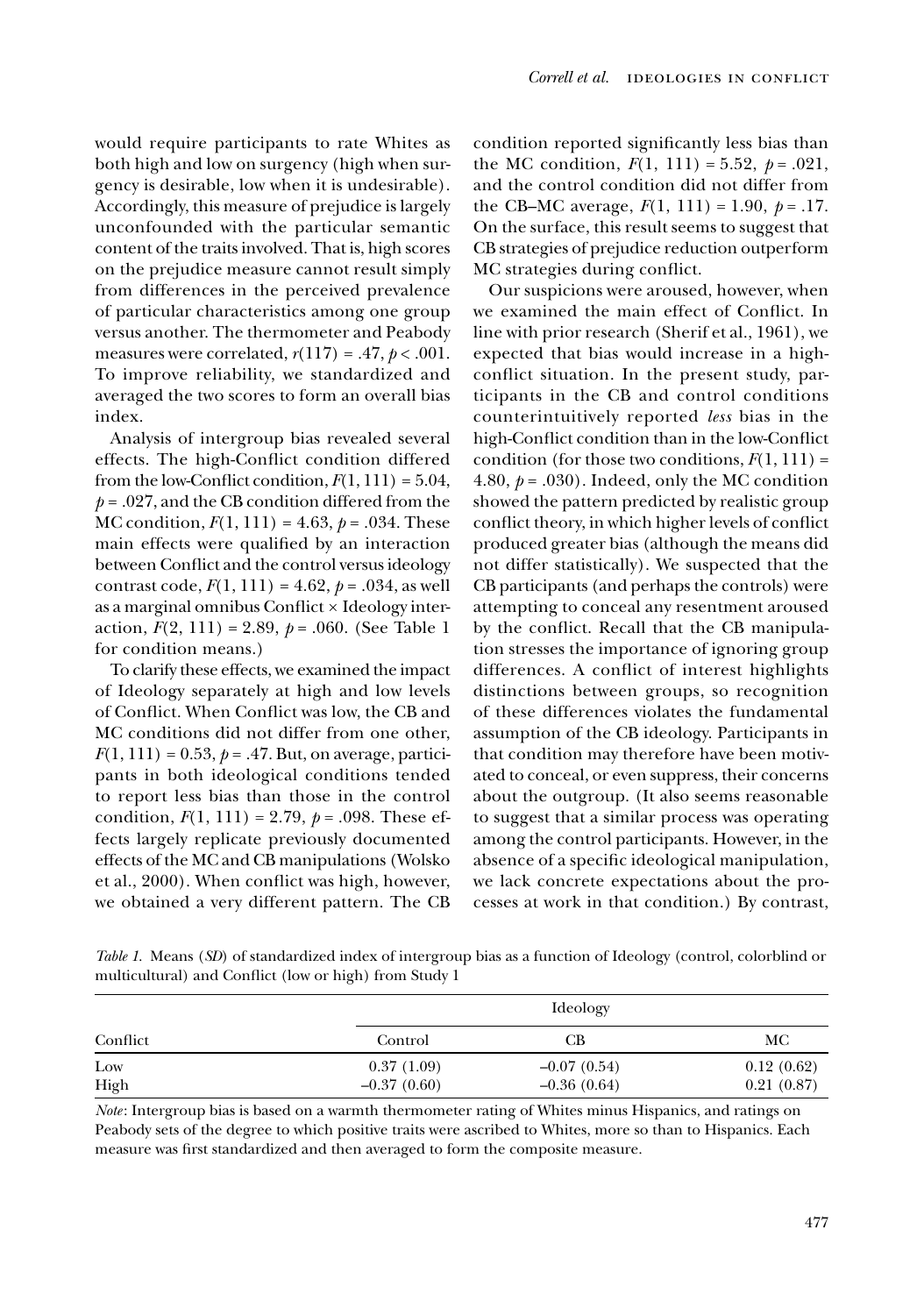would require participants to rate Whites as both high and low on surgency (high when surgency is desirable, low when it is undesirable). Accordingly, this measure of prejudice is largely unconfounded with the particular semantic content of the traits involved. That is, high scores on the prejudice measure cannot result simply from differences in the perceived prevalence of particular characteristics among one group versus another. The thermometer and Peabody measures were correlated, $r(117) = .47$, $p < .001$. To improve reliability, we standardized and averaged the two scores to form an overall bias index.

Analysis of intergroup bias revealed several effects. The high-Conflict condition differed from the low-Conflict condition, $F(1, 111) = 5.04$, $p = .027$, and the CB condition differed from the MC condition, $F(1, 111) = 4.63$, $p = .034$. These main effects were qualified by an interaction between Conflict and the control versus ideology contrast code, $F(1, 111) = 4.62$, $p = .034$, as well as a marginal omnibus Conflict × Ideology interaction, $F(2, 111) = 2.89$, $p = .060$. (See Table 1 for condition means.)

To clarify these effects, we examined the impact of Ideology separately at high and low levels of Conflict. When Conflict was low, the CB and MC conditions did not differ from one other, $F(1, 111) = 0.53$, $p = .47$. But, on average, participants in both ideological conditions tended to report less bias than those in the control condition, $F(1, 111) = 2.79$, $p = .098$. These effects largely replicate previously documented effects of the MC and CB manipulations (Wolsko et al., 2000). When conflict was high, however, we obtained a very different pattern. The CB condition reported significantly less bias than the MC condition, $F(1, 111) = 5.52$, $p = .021$, and the control condition did not differ from the CB–MC average, $F(1, 111) = 1.90$, $p = .17$. On the surface, this result seems to suggest that CB strategies of prejudice reduction outperform MC strategies during conflict.

Our suspicions were aroused, however, when we examined the main effect of Conflict. In line with prior research (Sherif et al., 1961), we expected that bias would increase in a high-conflict situation. In the present study, participants in the CB and control conditions counterintuitively reported *less* bias in the high-Conflict condition than in the low-Conflict condition (for those two conditions, $F(1, 111) = 4.80$, $p = .030$). Indeed, only the MC condition showed the pattern predicted by realistic group conflict theory, in which higher levels of conflict produced greater bias (although the means did not differ statistically). We suspected that the CB participants (and perhaps the controls) were attempting to conceal any resentment aroused by the conflict. Recall that the CB manipulation stresses the importance of ignoring group differences. A conflict of interest highlights distinctions between groups, so recognition of these differences violates the fundamental assumption of the CB ideology. Participants in that condition may therefore have been motivated to conceal, or even suppress, their concerns about the outgroup. (It also seems reasonable to suggest that a similar process was operating among the control participants. However, in the absence of a specific ideological manipulation, we lack concrete expectations about the processes at work in that condition.) By contrast,

*Table 1.* Means (*SD*) of standardized index of intergroup bias as a function of Ideology (control, colorblind or multicultural) and Conflict (low or high) from Study 1

| | Ideology | | |
|---|---|---|---|
| Conflict | Control | CB | MC |
| Low | 0.37 (1.09) | −0.07 (0.54) | 0.12 (0.62) |
| High | −0.37 (0.60) | −0.36 (0.64) | 0.21 (0.87) |

*Note*: Intergroup bias is based on a warmth thermometer rating of Whites minus Hispanics, and ratings on Peabody sets of the degree to which positive traits were ascribed to Whites, more so than to Hispanics. Each measure was first standardized and then averaged to form the composite measure.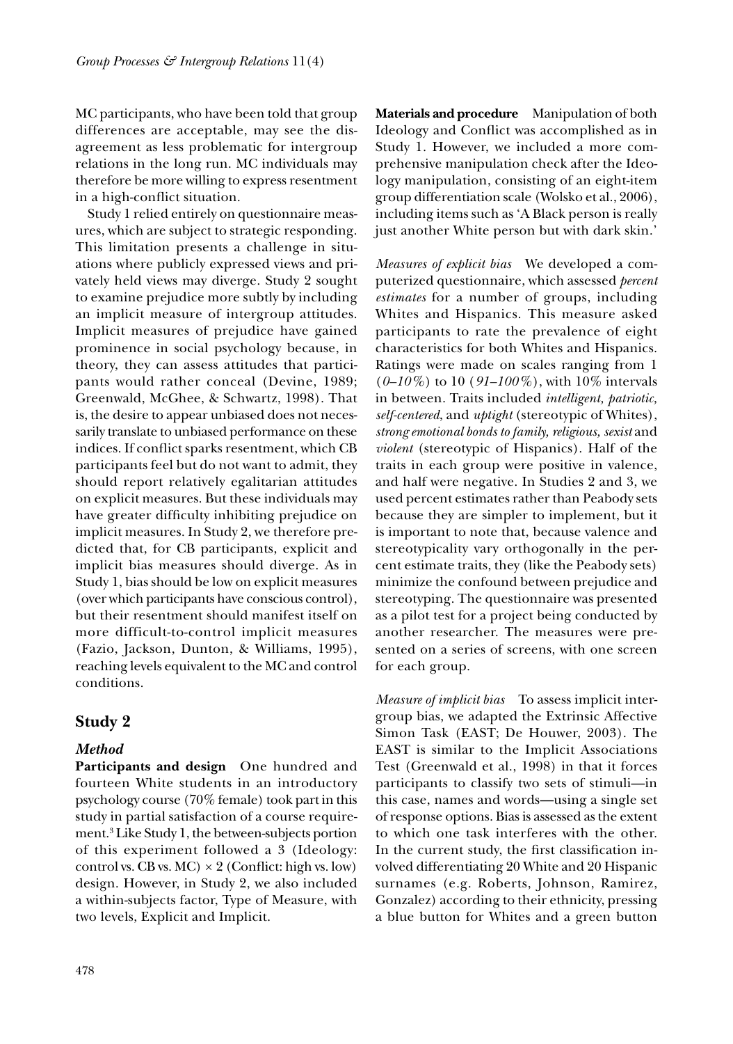MC participants, who have been told that group differences are acceptable, may see the disagreement as less problematic for intergroup relations in the long run. MC individuals may therefore be more willing to express resentment in a high-conflict situation.

Study 1 relied entirely on questionnaire measures, which are subject to strategic responding. This limitation presents a challenge in situations where publicly expressed views and privately held views may diverge. Study 2 sought to examine prejudice more subtly by including an implicit measure of intergroup attitudes. Implicit measures of prejudice have gained prominence in social psychology because, in theory, they can assess attitudes that participants would rather conceal (Devine, 1989; Greenwald, McGhee, & Schwartz, 1998). That is, the desire to appear unbiased does not necessarily translate to unbiased performance on these indices. If conflict sparks resentment, which CB participants feel but do not want to admit, they should report relatively egalitarian attitudes on explicit measures. But these individuals may have greater difficulty inhibiting prejudice on implicit measures. In Study 2, we therefore predicted that, for CB participants, explicit and implicit bias measures should diverge. As in Study 1, bias should be low on explicit measures (over which participants have conscious control), but their resentment should manifest itself on more difficult-to-control implicit measures (Fazio, Jackson, Dunton, & Williams, 1995), reaching levels equivalent to the MC and control conditions.

## Study 2

### *Method*

**Participants and design** One hundred and fourteen White students in an introductory psychology course (70% female) took part in this study in partial satisfaction of a course requirement.[3] Like Study 1, the between-subjects portion of this experiment followed a 3 (Ideology: control vs. CB vs. MC) × 2 (Conflict: high vs. low) design. However, in Study 2, we also included a within-subjects factor, Type of Measure, with two levels, Explicit and Implicit.

**Materials and procedure** Manipulation of both Ideology and Conflict was accomplished as in Study 1. However, we included a more comprehensive manipulation check after the Ideology manipulation, consisting of an eight-item group differentiation scale (Wolsko et al., 2006), including items such as 'A Black person is really just another White person but with dark skin.'

*Measures of explicit bias* We developed a computerized questionnaire, which assessed *percent estimates* for a number of groups, including Whites and Hispanics. This measure asked participants to rate the prevalence of eight characteristics for both Whites and Hispanics. Ratings were made on scales ranging from 1 (*0–10%*) to 10 (*91–100%*), with 10% intervals in between. Traits included *intelligent, patriotic, self-centered*, and *uptight* (stereotypic of Whites), *strong emotional bonds to family, religious, sexist* and *violent* (stereotypic of Hispanics). Half of the traits in each group were positive in valence, and half were negative. In Studies 2 and 3, we used percent estimates rather than Peabody sets because they are simpler to implement, but it is important to note that, because valence and stereotypicality vary orthogonally in the percent estimate traits, they (like the Peabody sets) minimize the confound between prejudice and stereotyping. The questionnaire was presented as a pilot test for a project being conducted by another researcher. The measures were presented on a series of screens, with one screen for each group.

*Measure of implicit bias* To assess implicit intergroup bias, we adapted the Extrinsic Affective Simon Task (EAST; De Houwer, 2003). The EAST is similar to the Implicit Associations Test (Greenwald et al., 1998) in that it forces participants to classify two sets of stimuli—in this case, names and words—using a single set of response options. Bias is assessed as the extent to which one task interferes with the other. In the current study, the first classification involved differentiating 20 White and 20 Hispanic surnames (e.g. Roberts, Johnson, Ramirez, Gonzalez) according to their ethnicity, pressing a blue button for Whites and a green button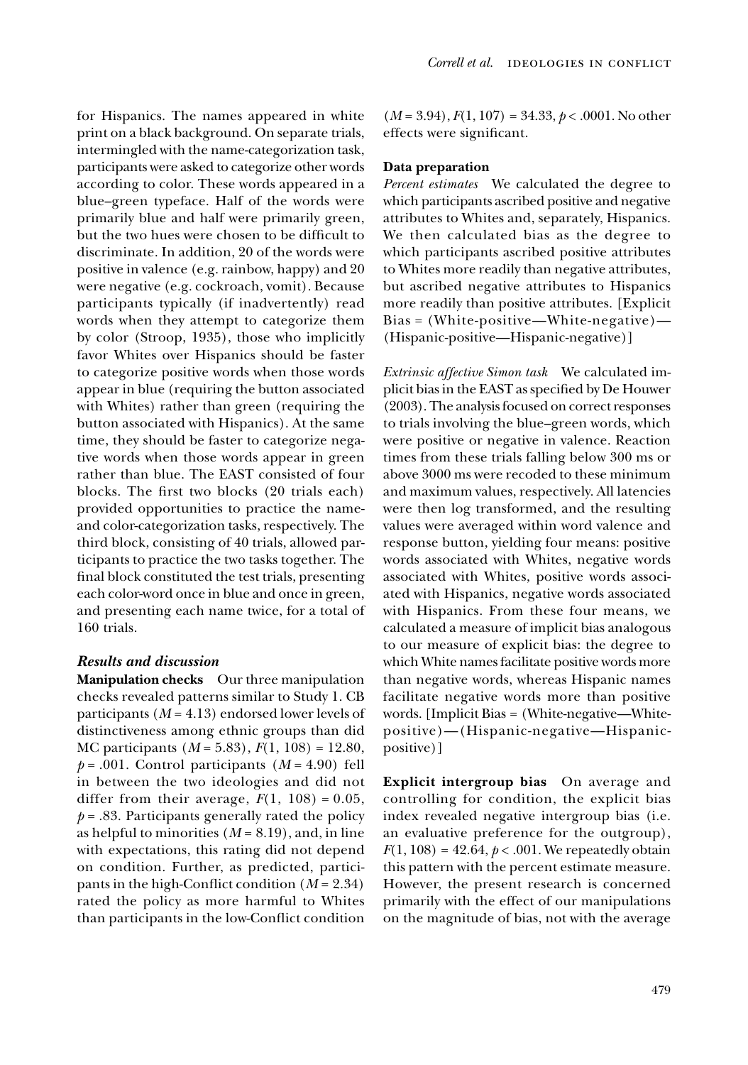for Hispanics. The names appeared in white print on a black background. On separate trials, intermingled with the name-categorization task, participants were asked to categorize other words according to color. These words appeared in a blue–green typeface. Half of the words were primarily blue and half were primarily green, but the two hues were chosen to be difficult to discriminate. In addition, 20 of the words were positive in valence (e.g. rainbow, happy) and 20 were negative (e.g. cockroach, vomit). Because participants typically (if inadvertently) read words when they attempt to categorize them by color (Stroop, 1935), those who implicitly favor Whites over Hispanics should be faster to categorize positive words when those words appear in blue (requiring the button associated with Whites) rather than green (requiring the button associated with Hispanics). At the same time, they should be faster to categorize negative words when those words appear in green rather than blue. The EAST consisted of four blocks. The first two blocks (20 trials each) provided opportunities to practice the name- and color-categorization tasks, respectively. The third block, consisting of 40 trials, allowed participants to practice the two tasks together. The final block constituted the test trials, presenting each color-word once in blue and once in green, and presenting each name twice, for a total of 160 trials.

### *Results and discussion*

**Manipulation checks** Our three manipulation checks revealed patterns similar to Study 1. CB participants ($M = 4.13$) endorsed lower levels of distinctiveness among ethnic groups than did MC participants ($M = 5.83$), $F(1, 108) = 12.80$, $p = .001$. Control participants ($M = 4.90$) fell in between the two ideologies and did not differ from their average, $F(1, 108) = 0.05$, $p = .83$. Participants generally rated the policy as helpful to minorities ($M = 8.19$), and, in line with expectations, this rating did not depend on condition. Further, as predicted, participants in the high-Conflict condition ($M = 2.34$) rated the policy as more harmful to Whites than participants in the low-Conflict condition ($M = 3.94$), $F(1, 107) = 34.33$, $p < .0001$. No other effects were significant.

**Data preparation**

*Percent estimates* We calculated the degree to which participants ascribed positive and negative attributes to Whites and, separately, Hispanics. We then calculated bias as the degree to which participants ascribed positive attributes to Whites more readily than negative attributes, but ascribed negative attributes to Hispanics more readily than positive attributes. [Explicit Bias = (White-positive—White-negative)—(Hispanic-positive—Hispanic-negative)]

*Extrinsic affective Simon task* We calculated implicit bias in the EAST as specified by De Houwer (2003). The analysis focused on correct responses to trials involving the blue–green words, which were positive or negative in valence. Reaction times from these trials falling below 300 ms or above 3000 ms were recoded to these minimum and maximum values, respectively. All latencies were then log transformed, and the resulting values were averaged within word valence and response button, yielding four means: positive words associated with Whites, negative words associated with Whites, positive words associated with Hispanics, negative words associated with Hispanics. From these four means, we calculated a measure of implicit bias analogous to our measure of explicit bias: the degree to which White names facilitate positive words more than negative words, whereas Hispanic names facilitate negative words more than positive words. [Implicit Bias = (White-negative—White-positive)—(Hispanic-negative—Hispanic-positive)]

**Explicit intergroup bias** On average and controlling for condition, the explicit bias index revealed negative intergroup bias (i.e. an evaluative preference for the outgroup), $F(1, 108) = 42.64$, $p < .001$. We repeatedly obtain this pattern with the percent estimate measure. However, the present research is concerned primarily with the effect of our manipulations on the magnitude of bias, not with the average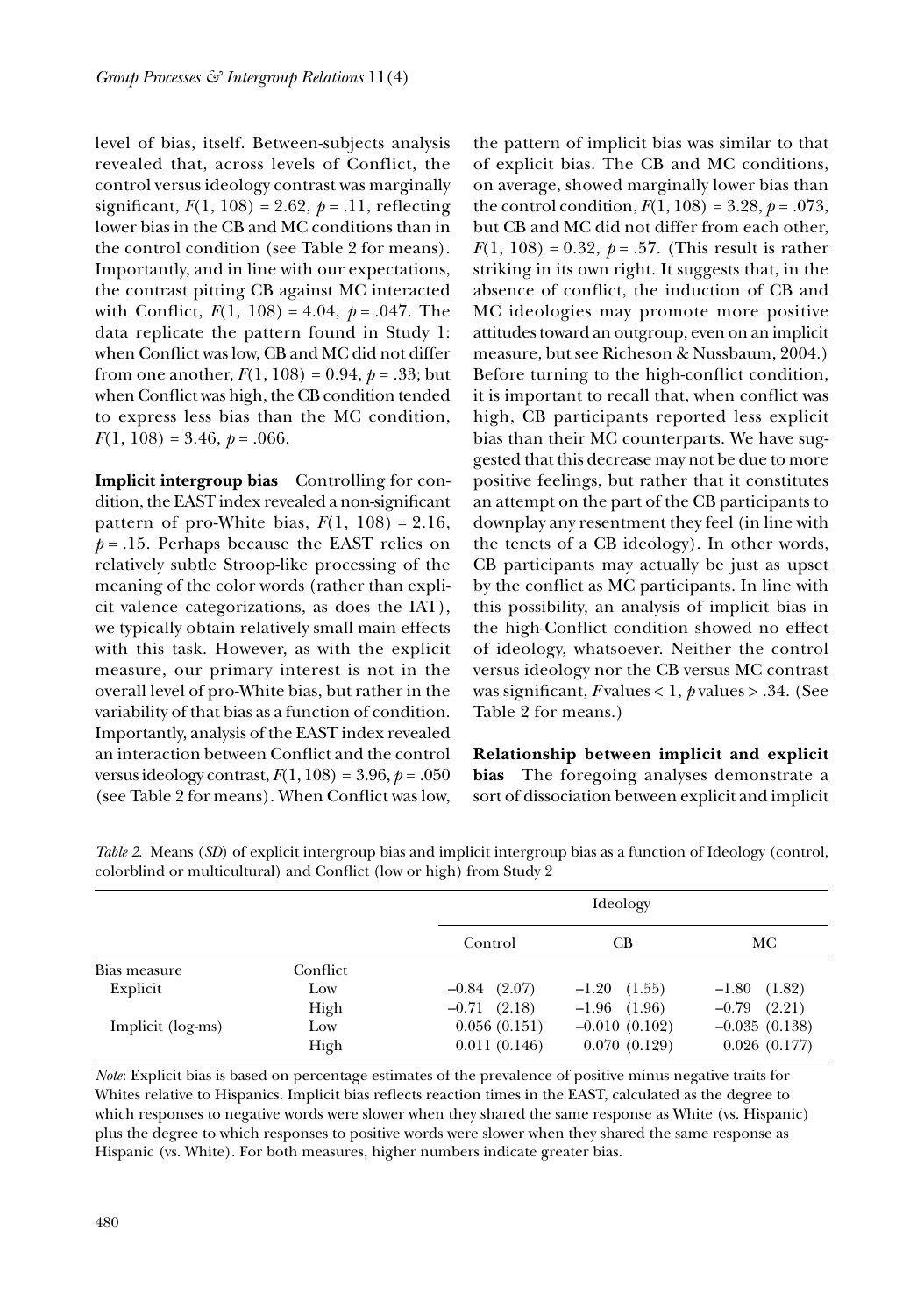level of bias, itself. Between-subjects analysis revealed that, across levels of Conflict, the control versus ideology contrast was marginally significant, $F(1, 108) = 2.62$, $p = .11$, reflecting lower bias in the CB and MC conditions than in the control condition (see Table 2 for means). Importantly, and in line with our expectations, the contrast pitting CB against MC interacted with Conflict, $F(1, 108) = 4.04$, $p = .047$. The data replicate the pattern found in Study 1: when Conflict was low, CB and MC did not differ from one another, $F(1, 108) = 0.94$, $p = .33$; but when Conflict was high, the CB condition tended to express less bias than the MC condition, $F(1, 108) = 3.46$, $p = .066$.

**Implicit intergroup bias** Controlling for condition, the EAST index revealed a non-significant pattern of pro-White bias, $F(1, 108) = 2.16$, $p = .15$. Perhaps because the EAST relies on relatively subtle Stroop-like processing of the meaning of the color words (rather than explicit valence categorizations, as does the IAT), we typically obtain relatively small main effects with this task. However, as with the explicit measure, our primary interest is not in the overall level of pro-White bias, but rather in the variability of that bias as a function of condition. Importantly, analysis of the EAST index revealed an interaction between Conflict and the control versus ideology contrast, $F(1, 108) = 3.96$, $p = .050$ (see Table 2 for means). When Conflict was low, the pattern of implicit bias was similar to that of explicit bias. The CB and MC conditions, on average, showed marginally lower bias than the control condition, $F(1, 108) = 3.28$, $p = .073$, but CB and MC did not differ from each other, $F(1, 108) = 0.32$, $p = .57$. (This result is rather striking in its own right. It suggests that, in the absence of conflict, the induction of CB and MC ideologies may promote more positive attitudes toward an outgroup, even on an implicit measure, but see Richeson & Nussbaum, 2004.) Before turning to the high-conflict condition, it is important to recall that, when conflict was high, CB participants reported less explicit bias than their MC counterparts. We have suggested that this decrease may not be due to more positive feelings, but rather that it constitutes an attempt on the part of the CB participants to downplay any resentment they feel (in line with the tenets of a CB ideology). In other words, CB participants may actually be just as upset by the conflict as MC participants. In line with this possibility, an analysis of implicit bias in the high-Conflict condition showed no effect of ideology, whatsoever. Neither the control versus ideology nor the CB versus MC contrast was significant, $F$ values < 1, $p$ values > .34. (See Table 2 for means.)

**Relationship between implicit and explicit bias** The foregoing analyses demonstrate a sort of dissociation between explicit and implicit

*Table 2.* Means (*SD*) of explicit intergroup bias and implicit intergroup bias as a function of Ideology (control, colorblind or multicultural) and Conflict (low or high) from Study 2

| | | Ideology | | |
|---|---|---|---|---|
| | | Control | CB | MC |
| Bias measure | Conflict | | | |
| Explicit | Low | −0.84 (2.07) | −1.20 (1.55) | −1.80 (1.82) |
| | High | −0.71 (2.18) | −1.96 (1.96) | −0.79 (2.21) |
| Implicit (log-ms) | Low | 0.056 (0.151) | −0.010 (0.102) | −0.035 (0.138) |
| | High | 0.011 (0.146) | 0.070 (0.129) | 0.026 (0.177) |

*Note*: Explicit bias is based on percentage estimates of the prevalence of positive minus negative traits for Whites relative to Hispanics. Implicit bias reflects reaction times in the EAST, calculated as the degree to which responses to negative words were slower when they shared the same response as White (vs. Hispanic) plus the degree to which responses to positive words were slower when they shared the same response as Hispanic (vs. White). For both measures, higher numbers indicate greater bias.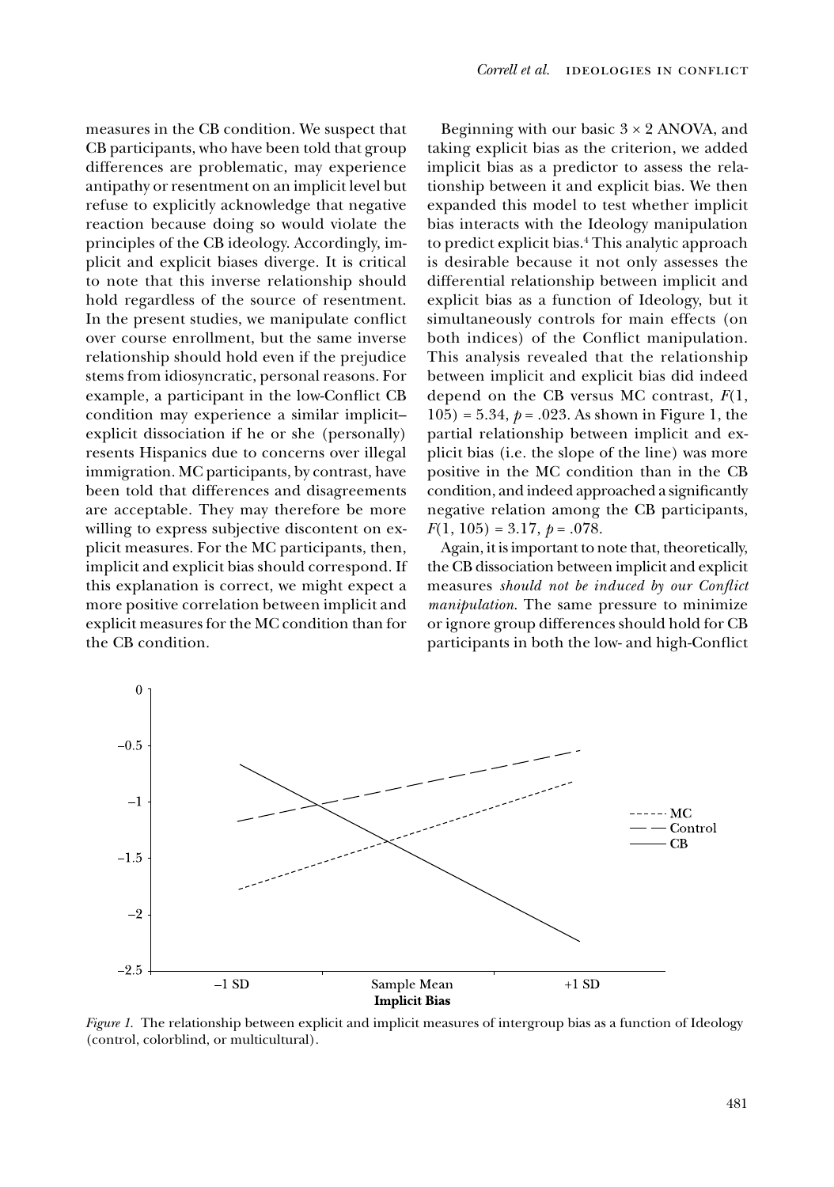measures in the CB condition. We suspect that CB participants, who have been told that group differences are problematic, may experience antipathy or resentment on an implicit level but refuse to explicitly acknowledge that negative reaction because doing so would violate the principles of the CB ideology. Accordingly, implicit and explicit biases diverge. It is critical to note that this inverse relationship should hold regardless of the source of resentment. In the present studies, we manipulate conflict over course enrollment, but the same inverse relationship should hold even if the prejudice stems from idiosyncratic, personal reasons. For example, a participant in the low-Conflict CB condition may experience a similar implicit–explicit dissociation if he or she (personally) resents Hispanics due to concerns over illegal immigration. MC participants, by contrast, have been told that differences and disagreements are acceptable. They may therefore be more willing to express subjective discontent on explicit measures. For the MC participants, then, implicit and explicit bias should correspond. If this explanation is correct, we might expect a more positive correlation between implicit and explicit measures for the MC condition than for the CB condition.

Beginning with our basic 3 × 2 ANOVA, and taking explicit bias as the criterion, we added implicit bias as a predictor to assess the relationship between it and explicit bias. We then expanded this model to test whether implicit bias interacts with the Ideology manipulation to predict explicit bias.[4] This analytic approach is desirable because it not only assesses the differential relationship between implicit and explicit bias as a function of Ideology, but it simultaneously controls for main effects (on both indices) of the Conflict manipulation. This analysis revealed that the relationship between implicit and explicit bias did indeed depend on the CB versus MC contrast, $F(1, 105) = 5.34$, $p = .023$. As shown in Figure 1, the partial relationship between implicit and explicit bias (i.e. the slope of the line) was more positive in the MC condition than in the CB condition, and indeed approached a significantly negative relation among the CB participants, $F(1, 105) = 3.17$, $p = .078$.

Again, it is important to note that, theoretically, the CB dissociation between implicit and explicit measures *should not be induced by our Conflict manipulation*. The same pressure to minimize or ignore group differences should hold for CB participants in both the low- and high-Conflict

*Figure 1.* The relationship between explicit and implicit measures of intergroup bias as a function of Ideology (control, colorblind, or multicultural).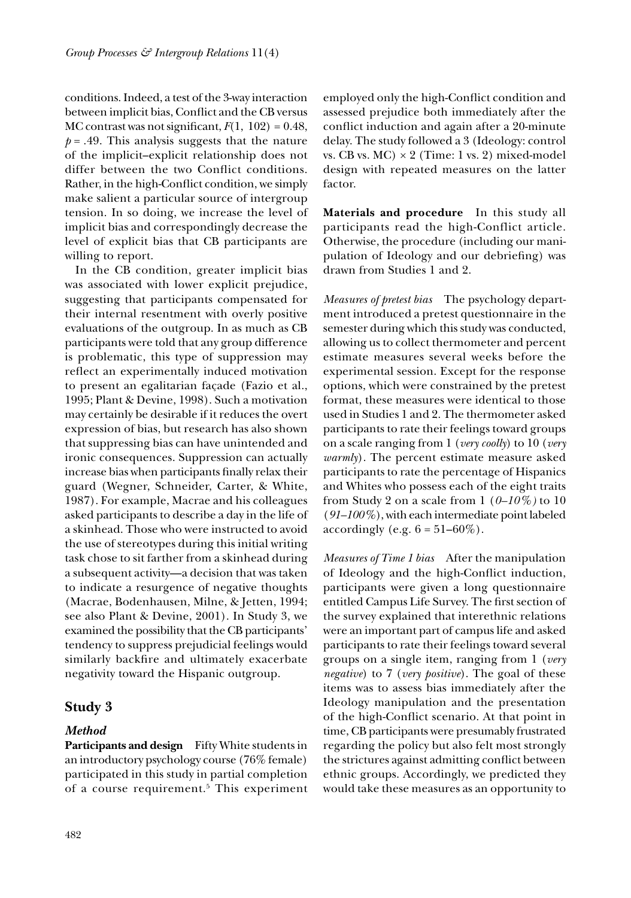conditions. Indeed, a test of the 3-way interaction between implicit bias, Conflict and the CB versus MC contrast was not significant, $F(1, 102) = 0.48$, $p = .49$. This analysis suggests that the nature of the implicit–explicit relationship does not differ between the two Conflict conditions. Rather, in the high-Conflict condition, we simply make salient a particular source of intergroup tension. In so doing, we increase the level of implicit bias and correspondingly decrease the level of explicit bias that CB participants are willing to report.

In the CB condition, greater implicit bias was associated with lower explicit prejudice, suggesting that participants compensated for their internal resentment with overly positive evaluations of the outgroup. In as much as CB participants were told that any group difference is problematic, this type of suppression may reflect an experimentally induced motivation to present an egalitarian façade (Fazio et al., 1995; Plant & Devine, 1998). Such a motivation may certainly be desirable if it reduces the overt expression of bias, but research has also shown that suppressing bias can have unintended and ironic consequences. Suppression can actually increase bias when participants finally relax their guard (Wegner, Schneider, Carter, & White, 1987). For example, Macrae and his colleagues asked participants to describe a day in the life of a skinhead. Those who were instructed to avoid the use of stereotypes during this initial writing task chose to sit farther from a skinhead during a subsequent activity—a decision that was taken to indicate a resurgence of negative thoughts (Macrae, Bodenhausen, Milne, & Jetten, 1994; see also Plant & Devine, 2001). In Study 3, we examined the possibility that the CB participants' tendency to suppress prejudicial feelings would similarly backfire and ultimately exacerbate negativity toward the Hispanic outgroup.

## Study 3

### *Method*

**Participants and design** Fifty White students in an introductory psychology course (76% female) participated in this study in partial completion of a course requirement.[5] This experiment employed only the high-Conflict condition and assessed prejudice both immediately after the conflict induction and again after a 20-minute delay. The study followed a 3 (Ideology: control vs. CB vs. MC) × 2 (Time: 1 vs. 2) mixed-model design with repeated measures on the latter factor.

**Materials and procedure** In this study all participants read the high-Conflict article. Otherwise, the procedure (including our manipulation of Ideology and our debriefing) was drawn from Studies 1 and 2.

*Measures of pretest bias* The psychology department introduced a pretest questionnaire in the semester during which this study was conducted, allowing us to collect thermometer and percent estimate measures several weeks before the experimental session. Except for the response options, which were constrained by the pretest format, these measures were identical to those used in Studies 1 and 2. The thermometer asked participants to rate their feelings toward groups on a scale ranging from 1 (*very coolly*) to 10 (*very warmly*). The percent estimate measure asked participants to rate the percentage of Hispanics and Whites who possess each of the eight traits from Study 2 on a scale from 1 (*0–10%)* to 10 (*91–100%*), with each intermediate point labeled accordingly (e.g. 6 = 51–60%).

*Measures of Time 1 bias* After the manipulation of Ideology and the high-Conflict induction, participants were given a long questionnaire entitled Campus Life Survey. The first section of the survey explained that interethnic relations were an important part of campus life and asked participants to rate their feelings toward several groups on a single item, ranging from 1 (*very negative*) to 7 (*very positive*). The goal of these items was to assess bias immediately after the Ideology manipulation and the presentation of the high-Conflict scenario. At that point in time, CB participants were presumably frustrated regarding the policy but also felt most strongly the strictures against admitting conflict between ethnic groups. Accordingly, we predicted they would take these measures as an opportunity to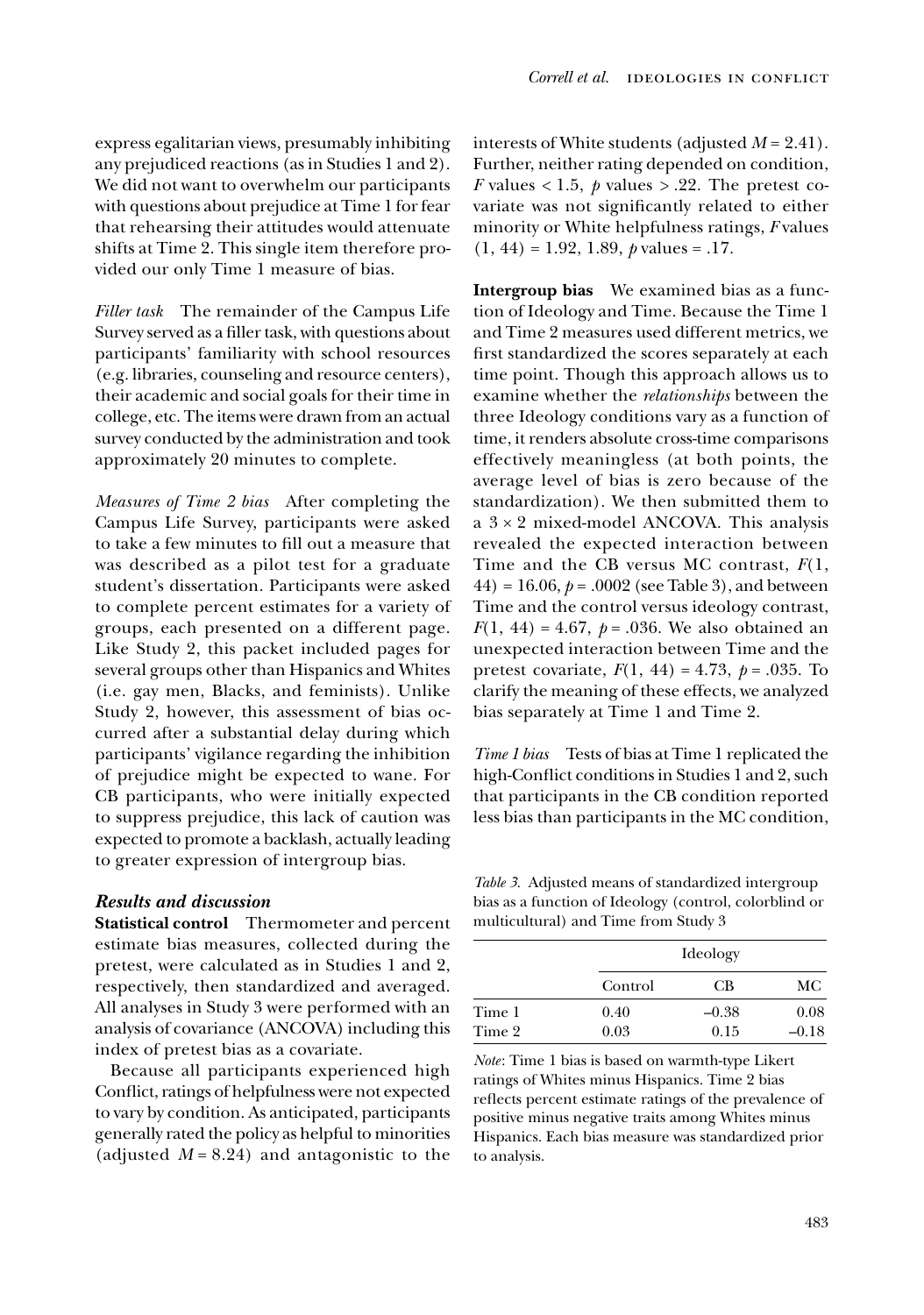express egalitarian views, presumably inhibiting any prejudiced reactions (as in Studies 1 and 2). We did not want to overwhelm our participants with questions about prejudice at Time 1 for fear that rehearsing their attitudes would attenuate shifts at Time 2. This single item therefore provided our only Time 1 measure of bias.

*Filler task* The remainder of the Campus Life Survey served as a filler task, with questions about participants' familiarity with school resources (e.g. libraries, counseling and resource centers), their academic and social goals for their time in college, etc. The items were drawn from an actual survey conducted by the administration and took approximately 20 minutes to complete.

*Measures of Time 2 bias* After completing the Campus Life Survey, participants were asked to take a few minutes to fill out a measure that was described as a pilot test for a graduate student's dissertation. Participants were asked to complete percent estimates for a variety of groups, each presented on a different page. Like Study 2, this packet included pages for several groups other than Hispanics and Whites (i.e. gay men, Blacks, and feminists). Unlike Study 2, however, this assessment of bias occurred after a substantial delay during which participants' vigilance regarding the inhibition of prejudice might be expected to wane. For CB participants, who were initially expected to suppress prejudice, this lack of caution was expected to promote a backlash, actually leading to greater expression of intergroup bias.

### Results and discussion

**Statistical control** Thermometer and percent estimate bias measures, collected during the pretest, were calculated as in Studies 1 and 2, respectively, then standardized and averaged. All analyses in Study 3 were performed with an analysis of covariance (ANCOVA) including this index of pretest bias as a covariate.

Because all participants experienced high Conflict, ratings of helpfulness were not expected to vary by condition. As anticipated, participants generally rated the policy as helpful to minorities (adjusted $M = 8.24$) and antagonistic to the interests of White students (adjusted $M = 2.41$). Further, neither rating depended on condition, $F$ values $< 1.5$, $p$ values $> .22$. The pretest covariate was not significantly related to either minority or White helpfulness ratings, $F$ values $(1, 44) = 1.92, 1.89$, $p$ values $= .17$.

**Intergroup bias** We examined bias as a function of Ideology and Time. Because the Time 1 and Time 2 measures used different metrics, we first standardized the scores separately at each time point. Though this approach allows us to examine whether the *relationships* between the three Ideology conditions vary as a function of time, it renders absolute cross-time comparisons effectively meaningless (at both points, the average level of bias is zero because of the standardization). We then submitted them to a $3 \times 2$ mixed-model ANCOVA. This analysis revealed the expected interaction between Time and the CB versus MC contrast, $F(1, 44) = 16.06$, $p = .0002$ (see Table 3), and between Time and the control versus ideology contrast, $F(1, 44) = 4.67$, $p = .036$. We also obtained an unexpected interaction between Time and the pretest covariate, $F(1, 44) = 4.73$, $p = .035$. To clarify the meaning of these effects, we analyzed bias separately at Time 1 and Time 2.

*Time 1 bias* Tests of bias at Time 1 replicated the high-Conflict conditions in Studies 1 and 2, such that participants in the CB condition reported less bias than participants in the MC condition,

*Table 3.* Adjusted means of standardized intergroup bias as a function of Ideology (control, colorblind or multicultural) and Time from Study 3

| | Ideology | | |
|---|---|---|---|
| | Control | CB | MC |
| Time 1 | 0.40 | –0.38 | 0.08 |
| Time 2 | 0.03 | 0.15 | –0.18 |

*Note*: Time 1 bias is based on warmth-type Likert ratings of Whites minus Hispanics. Time 2 bias reflects percent estimate ratings of the prevalence of positive minus negative traits among Whites minus Hispanics. Each bias measure was standardized prior to analysis.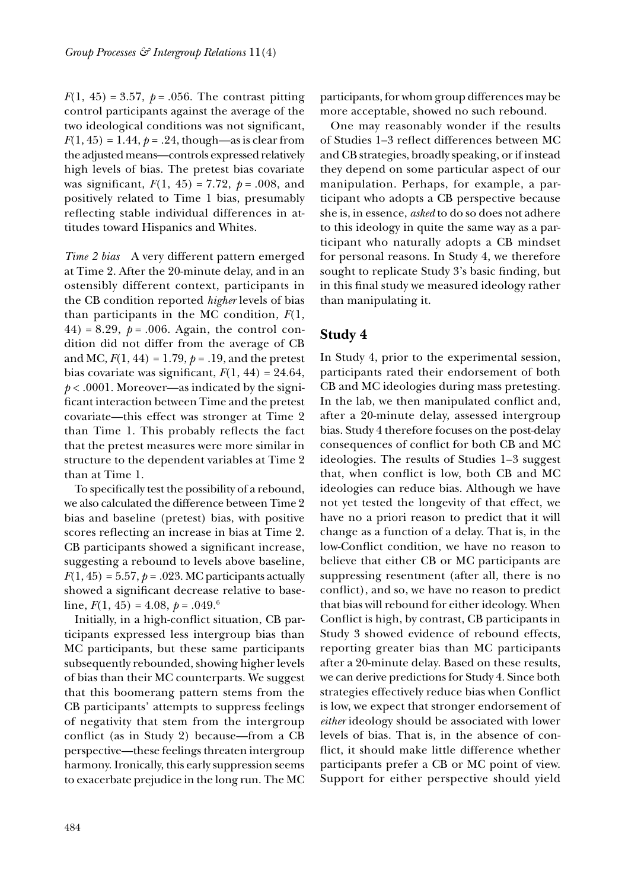$F(1, 45) = 3.57$, $p = .056$. The contrast pitting control participants against the average of the two ideological conditions was not significant, $F(1, 45) = 1.44$, $p = .24$, though—as is clear from the adjusted means—controls expressed relatively high levels of bias. The pretest bias covariate was significant, $F(1, 45) = 7.72$, $p = .008$, and positively related to Time 1 bias, presumably reflecting stable individual differences in attitudes toward Hispanics and Whites.

*Time 2 bias* A very different pattern emerged at Time 2. After the 20-minute delay, and in an ostensibly different context, participants in the CB condition reported *higher* levels of bias than participants in the MC condition, $F(1, 44) = 8.29$, $p = .006$. Again, the control condition did not differ from the average of CB and MC, $F(1, 44) = 1.79$, $p = .19$, and the pretest bias covariate was significant, $F(1, 44) = 24.64$, $p < .0001$. Moreover—as indicated by the significant interaction between Time and the pretest covariate—this effect was stronger at Time 2 than Time 1. This probably reflects the fact that the pretest measures were more similar in structure to the dependent variables at Time 2 than at Time 1.

To specifically test the possibility of a rebound, we also calculated the difference between Time 2 bias and baseline (pretest) bias, with positive scores reflecting an increase in bias at Time 2. CB participants showed a significant increase, suggesting a rebound to levels above baseline, $F(1, 45) = 5.57$, $p = .023$. MC participants actually showed a significant decrease relative to baseline, $F(1, 45) = 4.08$, $p = .049$.[6]

Initially, in a high-conflict situation, CB participants expressed less intergroup bias than MC participants, but these same participants subsequently rebounded, showing higher levels of bias than their MC counterparts. We suggest that this boomerang pattern stems from the CB participants' attempts to suppress feelings of negativity that stem from the intergroup conflict (as in Study 2) because—from a CB perspective—these feelings threaten intergroup harmony. Ironically, this early suppression seems to exacerbate prejudice in the long run. The MC participants, for whom group differences may be more acceptable, showed no such rebound.

One may reasonably wonder if the results of Studies 1–3 reflect differences between MC and CB strategies, broadly speaking, or if instead they depend on some particular aspect of our manipulation. Perhaps, for example, a participant who adopts a CB perspective because she is, in essence, *asked* to do so does not adhere to this ideology in quite the same way as a participant who naturally adopts a CB mindset for personal reasons. In Study 4, we therefore sought to replicate Study 3's basic finding, but in this final study we measured ideology rather than manipulating it.

## Study 4

In Study 4, prior to the experimental session, participants rated their endorsement of both CB and MC ideologies during mass pretesting. In the lab, we then manipulated conflict and, after a 20-minute delay, assessed intergroup bias. Study 4 therefore focuses on the post-delay consequences of conflict for both CB and MC ideologies. The results of Studies 1–3 suggest that, when conflict is low, both CB and MC ideologies can reduce bias. Although we have not yet tested the longevity of that effect, we have no a priori reason to predict that it will change as a function of a delay. That is, in the low-Conflict condition, we have no reason to believe that either CB or MC participants are suppressing resentment (after all, there is no conflict), and so, we have no reason to predict that bias will rebound for either ideology. When Conflict is high, by contrast, CB participants in Study 3 showed evidence of rebound effects, reporting greater bias than MC participants after a 20-minute delay. Based on these results, we can derive predictions for Study 4. Since both strategies effectively reduce bias when Conflict is low, we expect that stronger endorsement of *either* ideology should be associated with lower levels of bias. That is, in the absence of conflict, it should make little difference whether participants prefer a CB or MC point of view. Support for either perspective should yield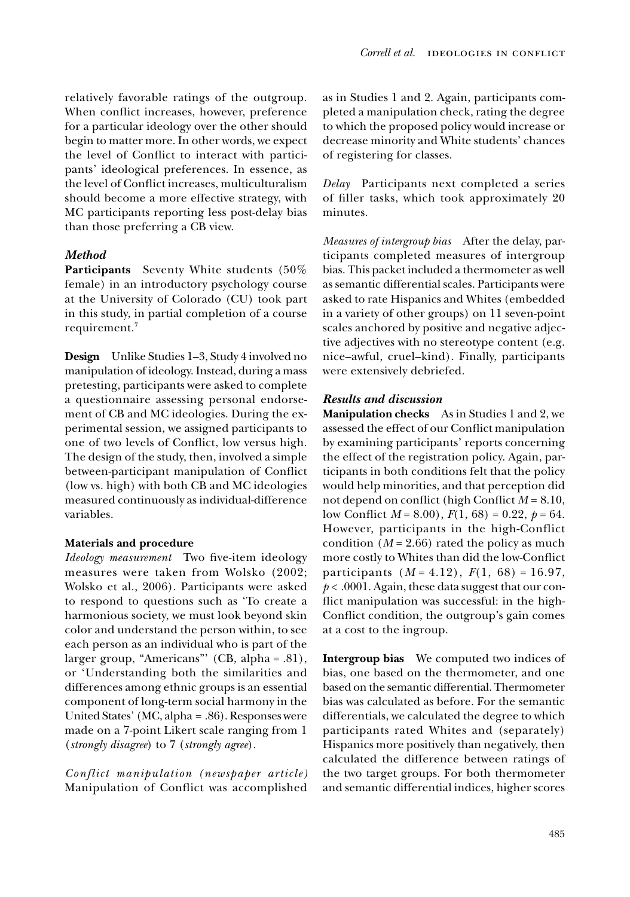relatively favorable ratings of the outgroup. When conflict increases, however, preference for a particular ideology over the other should begin to matter more. In other words, we expect the level of Conflict to interact with participants' ideological preferences. In essence, as the level of Conflict increases, multiculturalism should become a more effective strategy, with MC participants reporting less post-delay bias than those preferring a CB view.

### *Method*

**Participants** Seventy White students (50% female) in an introductory psychology course at the University of Colorado (CU) took part in this study, in partial completion of a course requirement.[7]

**Design** Unlike Studies 1–3, Study 4 involved no manipulation of ideology. Instead, during a mass pretesting, participants were asked to complete a questionnaire assessing personal endorsement of CB and MC ideologies. During the experimental session, we assigned participants to one of two levels of Conflict, low versus high. The design of the study, then, involved a simple between-participant manipulation of Conflict (low vs. high) with both CB and MC ideologies measured continuously as individual-difference variables.

**Materials and procedure**

*Ideology measurement* Two five-item ideology measures were taken from Wolsko (2002; Wolsko et al., 2006). Participants were asked to respond to questions such as 'To create a harmonious society, we must look beyond skin color and understand the person within, to see each person as an individual who is part of the larger group, "Americans"' (CB, alpha = .81), or 'Understanding both the similarities and differences among ethnic groups is an essential component of long-term social harmony in the United States' (MC, alpha = .86). Responses were made on a 7-point Likert scale ranging from 1 (*strongly disagree*) to 7 (*strongly agree*).

*Conflict manipulation (newspaper article)* Manipulation of Conflict was accomplished as in Studies 1 and 2. Again, participants completed a manipulation check, rating the degree to which the proposed policy would increase or decrease minority and White students' chances of registering for classes.

*Delay* Participants next completed a series of filler tasks, which took approximately 20 minutes.

*Measures of intergroup bias* After the delay, participants completed measures of intergroup bias. This packet included a thermometer as well as semantic differential scales. Participants were asked to rate Hispanics and Whites (embedded in a variety of other groups) on 11 seven-point scales anchored by positive and negative adjective adjectives with no stereotype content (e.g. nice–awful, cruel–kind). Finally, participants were extensively debriefed.

### *Results and discussion*

**Manipulation checks** As in Studies 1 and 2, we assessed the effect of our Conflict manipulation by examining participants' reports concerning the effect of the registration policy. Again, participants in both conditions felt that the policy would help minorities, and that perception did not depend on conflict (high Conflict $M = 8.10$, low Conflict $M = 8.00$), $F(1, 68) = 0.22$, $p = 64$. However, participants in the high-Conflict condition ($M = 2.66$) rated the policy as much more costly to Whites than did the low-Conflict participants ($M = 4.12$), $F(1, 68) = 16.97$, $p < .0001$. Again, these data suggest that our conflict manipulation was successful: in the high-Conflict condition, the outgroup's gain comes at a cost to the ingroup.

**Intergroup bias** We computed two indices of bias, one based on the thermometer, and one based on the semantic differential. Thermometer bias was calculated as before. For the semantic differentials, we calculated the degree to which participants rated Whites and (separately) Hispanics more positively than negatively, then calculated the difference between ratings of the two target groups. For both thermometer and semantic differential indices, higher scores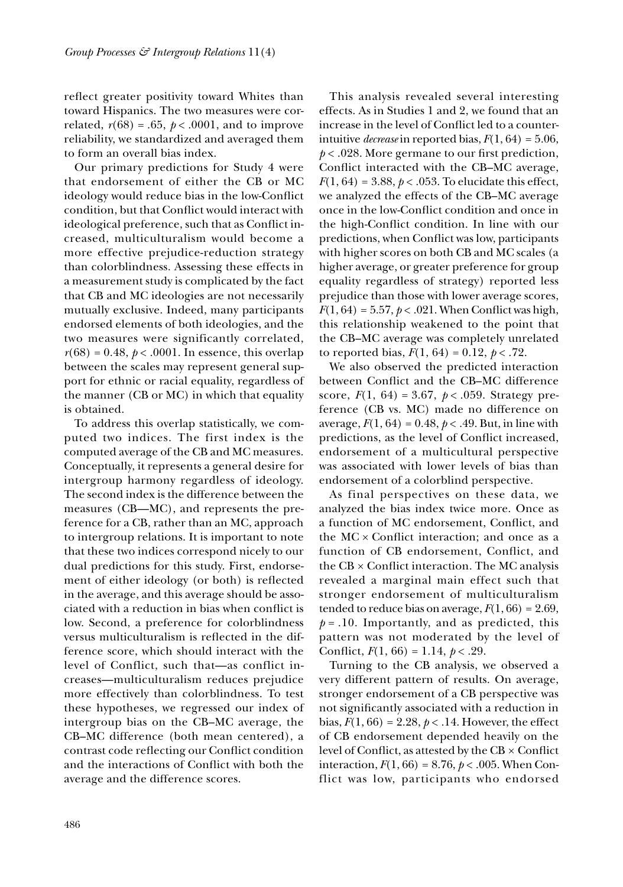reflect greater positivity toward Whites than toward Hispanics. The two measures were correlated, $r(68) = .65$, $p < .0001$, and to improve reliability, we standardized and averaged them to form an overall bias index.

Our primary predictions for Study 4 were that endorsement of either the CB or MC ideology would reduce bias in the low-Conflict condition, but that Conflict would interact with ideological preference, such that as Conflict increased, multiculturalism would become a more effective prejudice-reduction strategy than colorblindness. Assessing these effects in a measurement study is complicated by the fact that CB and MC ideologies are not necessarily mutually exclusive. Indeed, many participants endorsed elements of both ideologies, and the two measures were significantly correlated, $r(68) = 0.48$, $p < .0001$. In essence, this overlap between the scales may represent general support for ethnic or racial equality, regardless of the manner (CB or MC) in which that equality is obtained.

To address this overlap statistically, we computed two indices. The first index is the computed average of the CB and MC measures. Conceptually, it represents a general desire for intergroup harmony regardless of ideology. The second index is the difference between the measures (CB—MC), and represents the preference for a CB, rather than an MC, approach to intergroup relations. It is important to note that these two indices correspond nicely to our dual predictions for this study. First, endorsement of either ideology (or both) is reflected in the average, and this average should be associated with a reduction in bias when conflict is low. Second, a preference for colorblindness versus multiculturalism is reflected in the difference score, which should interact with the level of Conflict, such that—as conflict increases—multiculturalism reduces prejudice more effectively than colorblindness. To test these hypotheses, we regressed our index of intergroup bias on the CB–MC average, the CB–MC difference (both mean centered), a contrast code reflecting our Conflict condition and the interactions of Conflict with both the average and the difference scores.

This analysis revealed several interesting effects. As in Studies 1 and 2, we found that an increase in the level of Conflict led to a counter-intuitive *decrease* in reported bias, $F(1, 64) = 5.06$, $p < .028$. More germane to our first prediction, Conflict interacted with the CB–MC average, $F(1, 64) = 3.88$, $p < .053$. To elucidate this effect, we analyzed the effects of the CB–MC average once in the low-Conflict condition and once in the high-Conflict condition. In line with our predictions, when Conflict was low, participants with higher scores on both CB and MC scales (a higher average, or greater preference for group equality regardless of strategy) reported less prejudice than those with lower average scores, $F(1, 64) = 5.57$, $p < .021$. When Conflict was high, this relationship weakened to the point that the CB–MC average was completely unrelated to reported bias, $F(1, 64) = 0.12$, $p < .72$.

We also observed the predicted interaction between Conflict and the CB–MC difference score, $F(1, 64) = 3.67$, $p < .059$. Strategy preference (CB vs. MC) made no difference on average, $F(1, 64) = 0.48$, $p < .49$. But, in line with predictions, as the level of Conflict increased, endorsement of a multicultural perspective was associated with lower levels of bias than endorsement of a colorblind perspective.

As final perspectives on these data, we analyzed the bias index twice more. Once as a function of MC endorsement, Conflict, and the MC × Conflict interaction; and once as a function of CB endorsement, Conflict, and the CB × Conflict interaction. The MC analysis revealed a marginal main effect such that stronger endorsement of multiculturalism tended to reduce bias on average, $F(1, 66) = 2.69$, $p = .10$. Importantly, and as predicted, this pattern was not moderated by the level of Conflict, $F(1, 66) = 1.14$, $p < .29$.

Turning to the CB analysis, we observed a very different pattern of results. On average, stronger endorsement of a CB perspective was not significantly associated with a reduction in bias, $F(1, 66) = 2.28$, $p < .14$. However, the effect of CB endorsement depended heavily on the level of Conflict, as attested by the CB × Conflict interaction, $F(1, 66) = 8.76$, $p < .005$. When Conflict was low, participants who endorsed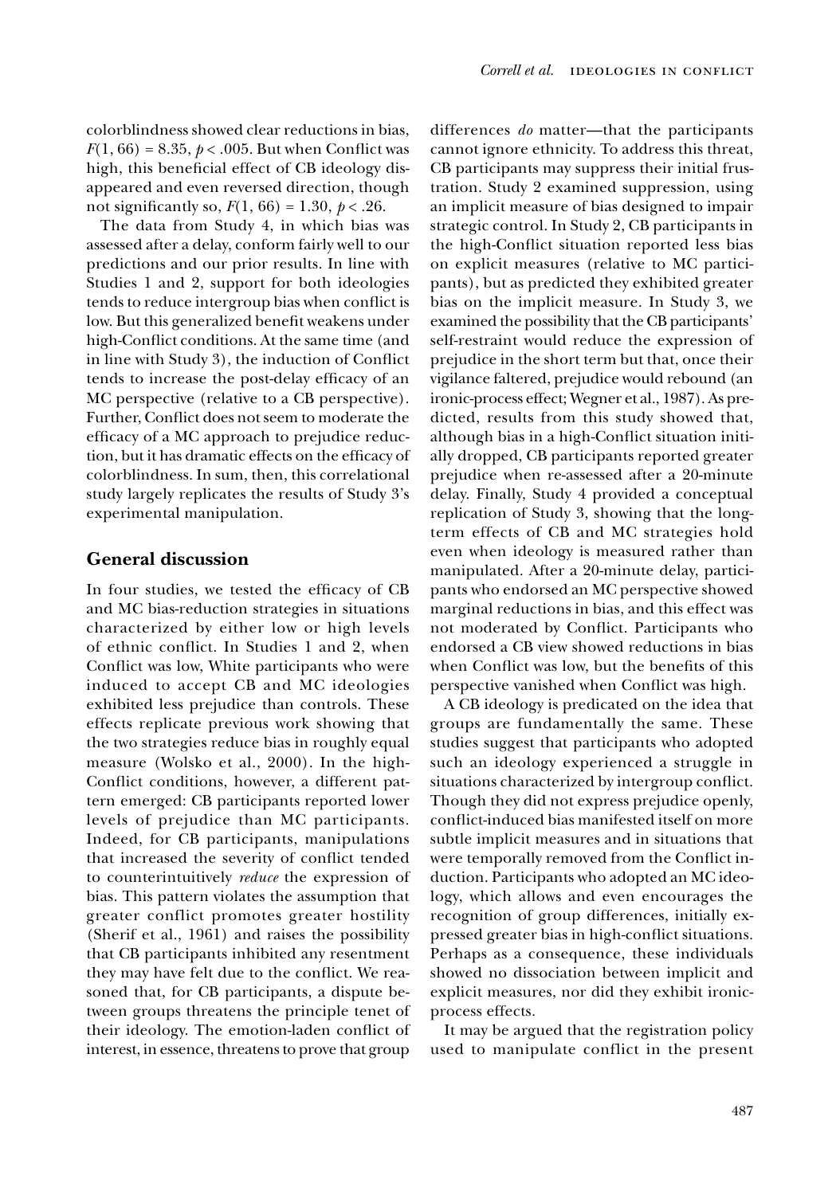colorblindness showed clear reductions in bias, $F(1, 66) = 8.35$, $p < .005$. But when Conflict was high, this beneficial effect of CB ideology disappeared and even reversed direction, though not significantly so, $F(1, 66) = 1.30$, $p < .26$.

The data from Study 4, in which bias was assessed after a delay, conform fairly well to our predictions and our prior results. In line with Studies 1 and 2, support for both ideologies tends to reduce intergroup bias when conflict is low. But this generalized benefit weakens under high-Conflict conditions. At the same time (and in line with Study 3), the induction of Conflict tends to increase the post-delay efficacy of an MC perspective (relative to a CB perspective). Further, Conflict does not seem to moderate the efficacy of a MC approach to prejudice reduction, but it has dramatic effects on the efficacy of colorblindness. In sum, then, this correlational study largely replicates the results of Study 3's experimental manipulation.

## General discussion

In four studies, we tested the efficacy of CB and MC bias-reduction strategies in situations characterized by either low or high levels of ethnic conflict. In Studies 1 and 2, when Conflict was low, White participants who were induced to accept CB and MC ideologies exhibited less prejudice than controls. These effects replicate previous work showing that the two strategies reduce bias in roughly equal measure (Wolsko et al., 2000). In the high-Conflict conditions, however, a different pattern emerged: CB participants reported lower levels of prejudice than MC participants. Indeed, for CB participants, manipulations that increased the severity of conflict tended to counterintuitively *reduce* the expression of bias. This pattern violates the assumption that greater conflict promotes greater hostility (Sherif et al., 1961) and raises the possibility that CB participants inhibited any resentment they may have felt due to the conflict. We reasoned that, for CB participants, a dispute between groups threatens the principle tenet of their ideology. The emotion-laden conflict of interest, in essence, threatens to prove that group differences *do* matter—that the participants cannot ignore ethnicity. To address this threat, CB participants may suppress their initial frustration. Study 2 examined suppression, using an implicit measure of bias designed to impair strategic control. In Study 2, CB participants in the high-Conflict situation reported less bias on explicit measures (relative to MC participants), but as predicted they exhibited greater bias on the implicit measure. In Study 3, we examined the possibility that the CB participants' self-restraint would reduce the expression of prejudice in the short term but that, once their vigilance faltered, prejudice would rebound (an ironic-process effect; Wegner et al., 1987). As predicted, results from this study showed that, although bias in a high-Conflict situation initially dropped, CB participants reported greater prejudice when re-assessed after a 20-minute delay. Finally, Study 4 provided a conceptual replication of Study 3, showing that the long-term effects of CB and MC strategies hold even when ideology is measured rather than manipulated. After a 20-minute delay, participants who endorsed an MC perspective showed marginal reductions in bias, and this effect was not moderated by Conflict. Participants who endorsed a CB view showed reductions in bias when Conflict was low, but the benefits of this perspective vanished when Conflict was high.

A CB ideology is predicated on the idea that groups are fundamentally the same. These studies suggest that participants who adopted such an ideology experienced a struggle in situations characterized by intergroup conflict. Though they did not express prejudice openly, conflict-induced bias manifested itself on more subtle implicit measures and in situations that were temporally removed from the Conflict induction. Participants who adopted an MC ideology, which allows and even encourages the recognition of group differences, initially expressed greater bias in high-conflict situations. Perhaps as a consequence, these individuals showed no dissociation between implicit and explicit measures, nor did they exhibit ironic-process effects.

It may be argued that the registration policy used to manipulate conflict in the present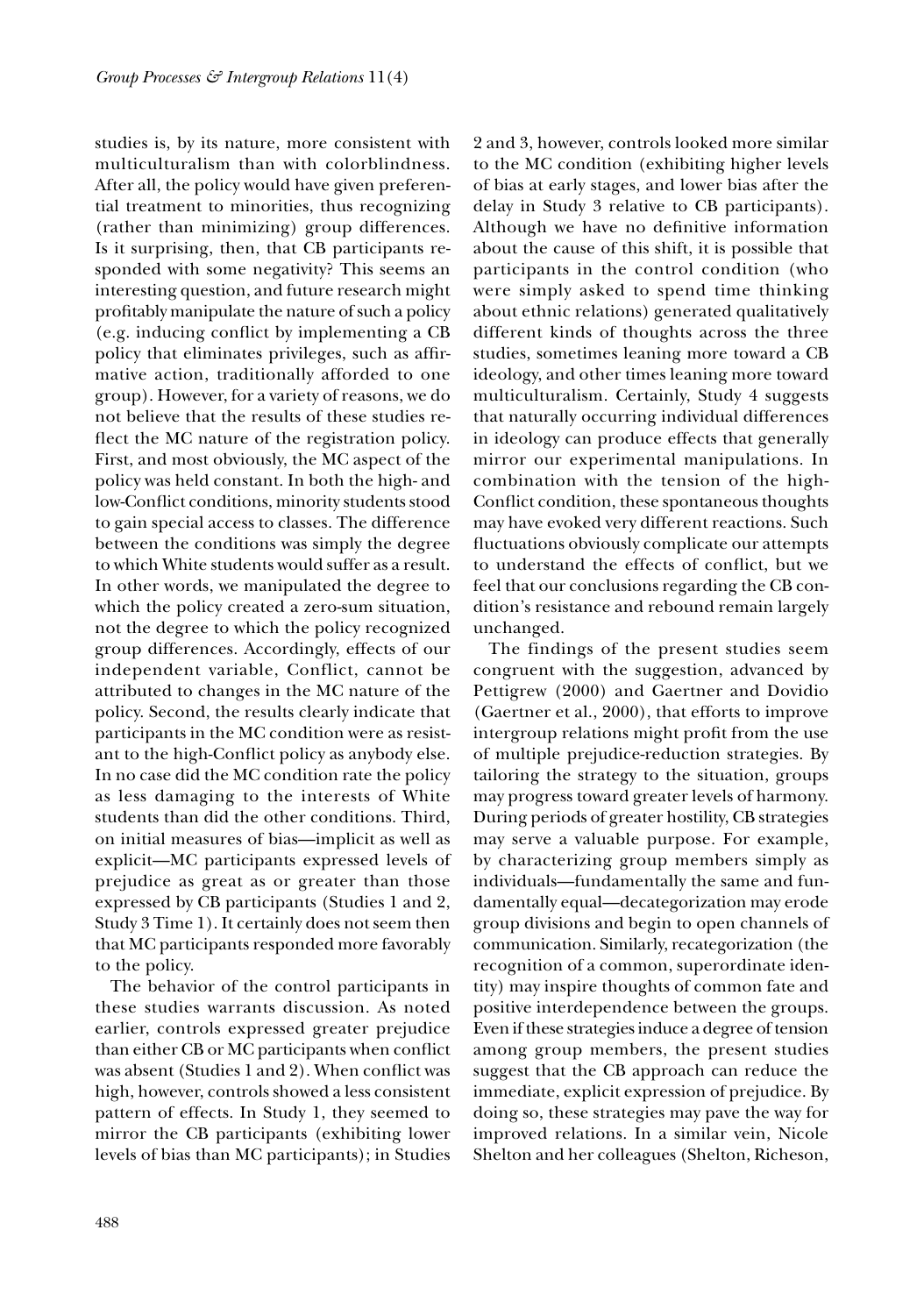studies is, by its nature, more consistent with multiculturalism than with colorblindness. After all, the policy would have given preferential treatment to minorities, thus recognizing (rather than minimizing) group differences. Is it surprising, then, that CB participants responded with some negativity? This seems an interesting question, and future research might profitably manipulate the nature of such a policy (e.g. inducing conflict by implementing a CB policy that eliminates privileges, such as affirmative action, traditionally afforded to one group). However, for a variety of reasons, we do not believe that the results of these studies reflect the MC nature of the registration policy. First, and most obviously, the MC aspect of the policy was held constant. In both the high- and low-Conflict conditions, minority students stood to gain special access to classes. The difference between the conditions was simply the degree to which White students would suffer as a result. In other words, we manipulated the degree to which the policy created a zero-sum situation, not the degree to which the policy recognized group differences. Accordingly, effects of our independent variable, Conflict, cannot be attributed to changes in the MC nature of the policy. Second, the results clearly indicate that participants in the MC condition were as resistant to the high-Conflict policy as anybody else. In no case did the MC condition rate the policy as less damaging to the interests of White students than did the other conditions. Third, on initial measures of bias—implicit as well as explicit—MC participants expressed levels of prejudice as great as or greater than those expressed by CB participants (Studies 1 and 2, Study 3 Time 1). It certainly does not seem then that MC participants responded more favorably to the policy.

The behavior of the control participants in these studies warrants discussion. As noted earlier, controls expressed greater prejudice than either CB or MC participants when conflict was absent (Studies 1 and 2). When conflict was high, however, controls showed a less consistent pattern of effects. In Study 1, they seemed to mirror the CB participants (exhibiting lower levels of bias than MC participants); in Studies 2 and 3, however, controls looked more similar to the MC condition (exhibiting higher levels of bias at early stages, and lower bias after the delay in Study 3 relative to CB participants). Although we have no definitive information about the cause of this shift, it is possible that participants in the control condition (who were simply asked to spend time thinking about ethnic relations) generated qualitatively different kinds of thoughts across the three studies, sometimes leaning more toward a CB ideology, and other times leaning more toward multiculturalism. Certainly, Study 4 suggests that naturally occurring individual differences in ideology can produce effects that generally mirror our experimental manipulations. In combination with the tension of the high-Conflict condition, these spontaneous thoughts may have evoked very different reactions. Such fluctuations obviously complicate our attempts to understand the effects of conflict, but we feel that our conclusions regarding the CB condition's resistance and rebound remain largely unchanged.

The findings of the present studies seem congruent with the suggestion, advanced by Pettigrew (2000) and Gaertner and Dovidio (Gaertner et al., 2000), that efforts to improve intergroup relations might profit from the use of multiple prejudice-reduction strategies. By tailoring the strategy to the situation, groups may progress toward greater levels of harmony. During periods of greater hostility, CB strategies may serve a valuable purpose. For example, by characterizing group members simply as individuals—fundamentally the same and fundamentally equal—decategorization may erode group divisions and begin to open channels of communication. Similarly, recategorization (the recognition of a common, superordinate identity) may inspire thoughts of common fate and positive interdependence between the groups. Even if these strategies induce a degree of tension among group members, the present studies suggest that the CB approach can reduce the immediate, explicit expression of prejudice. By doing so, these strategies may pave the way for improved relations. In a similar vein, Nicole Shelton and her colleagues (Shelton, Richeson,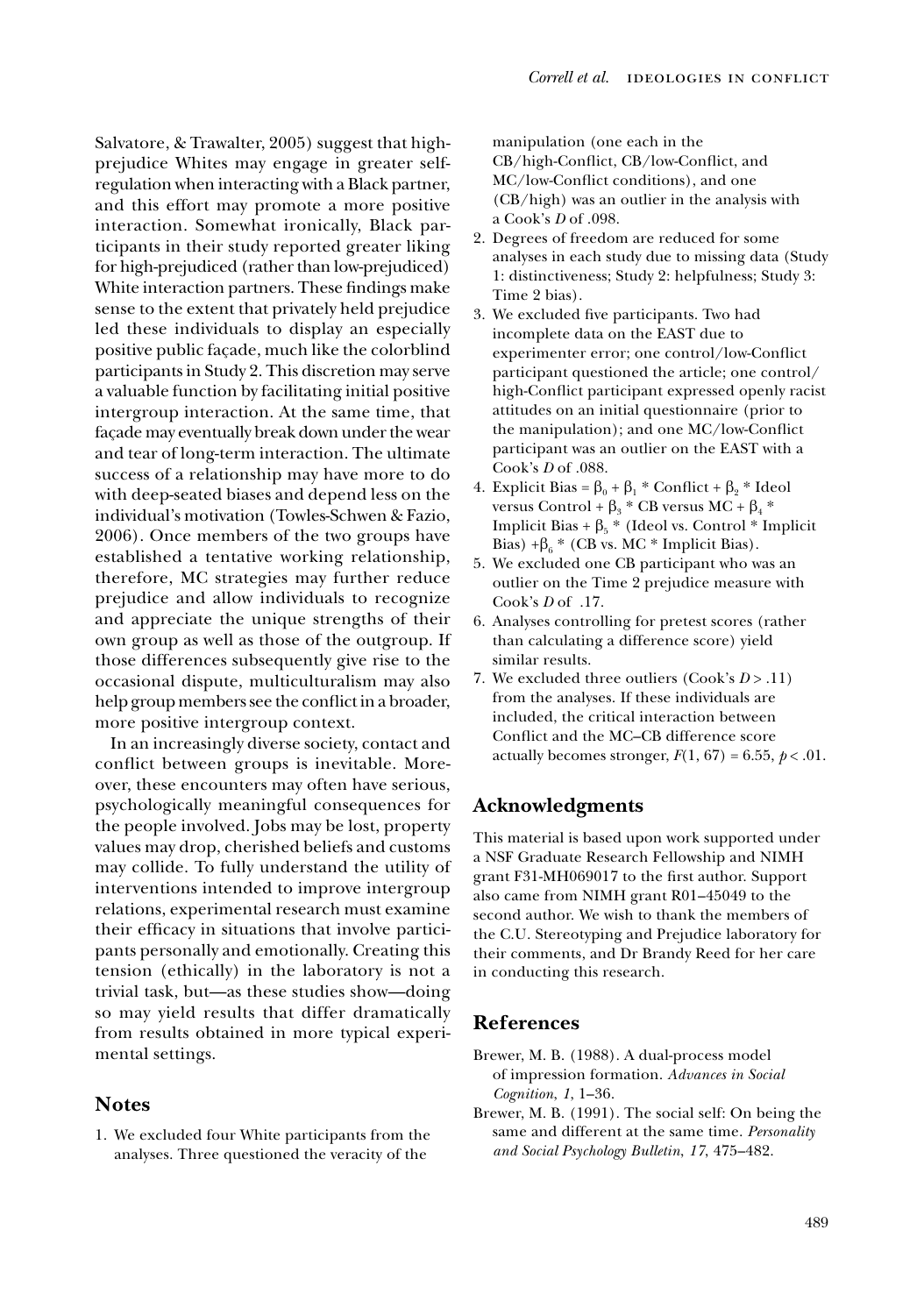Salvatore, & Trawalter, 2005) suggest that high-prejudice Whites may engage in greater self-regulation when interacting with a Black partner, and this effort may promote a more positive interaction. Somewhat ironically, Black participants in their study reported greater liking for high-prejudiced (rather than low-prejudiced) White interaction partners. These findings make sense to the extent that privately held prejudice led these individuals to display an especially positive public façade, much like the colorblind participants in Study 2. This discretion may serve a valuable function by facilitating initial positive intergroup interaction. At the same time, that façade may eventually break down under the wear and tear of long-term interaction. The ultimate success of a relationship may have more to do with deep-seated biases and depend less on the individual's motivation (Towles-Schwen & Fazio, 2006). Once members of the two groups have established a tentative working relationship, therefore, MC strategies may further reduce prejudice and allow individuals to recognize and appreciate the unique strengths of their own group as well as those of the outgroup. If those differences subsequently give rise to the occasional dispute, multiculturalism may also help group members see the conflict in a broader, more positive intergroup context.

In an increasingly diverse society, contact and conflict between groups is inevitable. Moreover, these encounters may often have serious, psychologically meaningful consequences for the people involved. Jobs may be lost, property values may drop, cherished beliefs and customs may collide. To fully understand the utility of interventions intended to improve intergroup relations, experimental research must examine their efficacy in situations that involve participants personally and emotionally. Creating this tension (ethically) in the laboratory is not a trivial task, but—as these studies show—doing so may yield results that differ dramatically from results obtained in more typical experimental settings.

## Notes

1. We excluded four White participants from the analyses. Three questioned the veracity of the manipulation (one each in the CB/high-Conflict, CB/low-Conflict, and MC/low-Conflict conditions), and one (CB/high) was an outlier in the analysis with a Cook's *D* of .098.
2. Degrees of freedom are reduced for some analyses in each study due to missing data (Study 1: distinctiveness; Study 2: helpfulness; Study 3: Time 2 bias).
3. We excluded five participants. Two had incomplete data on the EAST due to experimenter error; one control/low-Conflict participant questioned the article; one control/high-Conflict participant expressed openly racist attitudes on an initial questionnaire (prior to the manipulation); and one MC/low-Conflict participant was an outlier on the EAST with a Cook's *D* of .088.
4. Explicit Bias = $\beta_0 + \beta_1$ * Conflict + $\beta_2$ * Ideol versus Control + $\beta_3$ * CB versus MC + $\beta_4$ * Implicit Bias + $\beta_5$ * (Ideol vs. Control * Implicit Bias) +$\beta_6$ * (CB vs. MC * Implicit Bias).
5. We excluded one CB participant who was an outlier on the Time 2 prejudice measure with Cook's *D* of .17.
6. Analyses controlling for pretest scores (rather than calculating a difference score) yield similar results.
7. We excluded three outliers (Cook's $D > .11$) from the analyses. If these individuals are included, the critical interaction between Conflict and the MC–CB difference score actually becomes stronger, $F(1, 67) = 6.55$, $p < .01$.

## Acknowledgments

This material is based upon work supported under a NSF Graduate Research Fellowship and NIMH grant F31-MH069017 to the first author. Support also came from NIMH grant R01–45049 to the second author. We wish to thank the members of the C.U. Stereotyping and Prejudice laboratory for their comments, and Dr Brandy Reed for her care in conducting this research.

## References

Brewer, M. B. (1988). A dual-process model of impression formation. *Advances in Social Cognition*, *1*, 1–36.

Brewer, M. B. (1991). The social self: On being the same and different at the same time. *Personality and Social Psychology Bulletin*, *17*, 475–482.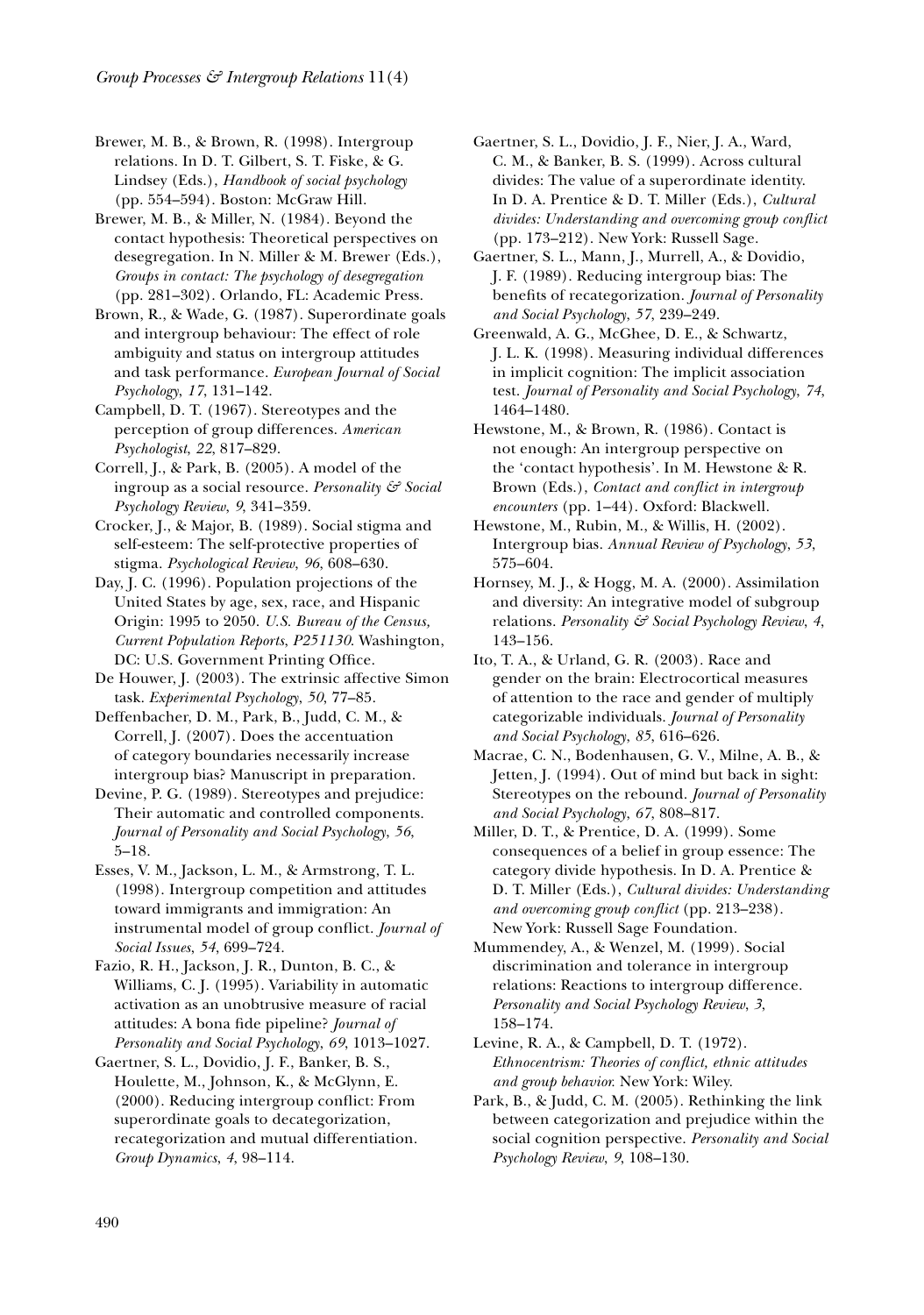Brewer, M. B., & Brown, R. (1998). Intergroup relations. In D. T. Gilbert, S. T. Fiske, & G. Lindsey (Eds.), *Handbook of social psychology* (pp. 554–594). Boston: McGraw Hill.

Brewer, M. B., & Miller, N. (1984). Beyond the contact hypothesis: Theoretical perspectives on desegregation. In N. Miller & M. Brewer (Eds.), *Groups in contact: The psychology of desegregation* (pp. 281–302). Orlando, FL: Academic Press.

Brown, R., & Wade, G. (1987). Superordinate goals and intergroup behaviour: The effect of role ambiguity and status on intergroup attitudes and task performance. *European Journal of Social Psychology*, *17*, 131–142.

Campbell, D. T. (1967). Stereotypes and the perception of group differences. *American Psychologist*, *22*, 817–829.

Correll, J., & Park, B. (2005). A model of the ingroup as a social resource. *Personality & Social Psychology Review*, *9*, 341–359.

Crocker, J., & Major, B. (1989). Social stigma and self-esteem: The self-protective properties of stigma. *Psychological Review*, *96*, 608–630.

Day, J. C. (1996). Population projections of the United States by age, sex, race, and Hispanic Origin: 1995 to 2050. *U.S. Bureau of the Census, Current Population Reports*, *P251130*. Washington, DC: U.S. Government Printing Office.

De Houwer, J. (2003). The extrinsic affective Simon task. *Experimental Psychology*, *50*, 77–85.

Deffenbacher, D. M., Park, B., Judd, C. M., & Correll, J. (2007). Does the accentuation of category boundaries necessarily increase intergroup bias? Manuscript in preparation.

Devine, P. G. (1989). Stereotypes and prejudice: Their automatic and controlled components. *Journal of Personality and Social Psychology*, *56*, 5–18.

Esses, V. M., Jackson, L. M., & Armstrong, T. L. (1998). Intergroup competition and attitudes toward immigrants and immigration: An instrumental model of group conflict. *Journal of Social Issues*, *54*, 699–724.

Fazio, R. H., Jackson, J. R., Dunton, B. C., & Williams, C. J. (1995). Variability in automatic activation as an unobtrusive measure of racial attitudes: A bona fide pipeline? *Journal of Personality and Social Psychology*, *69*, 1013–1027.

Gaertner, S. L., Dovidio, J. F., Banker, B. S., Houlette, M., Johnson, K., & McGlynn, E. (2000). Reducing intergroup conflict: From superordinate goals to decategorization, recategorization and mutual differentiation. *Group Dynamics*, *4*, 98–114.

Gaertner, S. L., Dovidio, J. F., Nier, J. A., Ward, C. M., & Banker, B. S. (1999). Across cultural divides: The value of a superordinate identity. In D. A. Prentice & D. T. Miller (Eds.), *Cultural divides: Understanding and overcoming group conflict* (pp. 173–212). New York: Russell Sage.

Gaertner, S. L., Mann, J., Murrell, A., & Dovidio, J. F. (1989). Reducing intergroup bias: The benefits of recategorization. *Journal of Personality and Social Psychology*, *57*, 239–249.

Greenwald, A. G., McGhee, D. E., & Schwartz, J. L. K. (1998). Measuring individual differences in implicit cognition: The implicit association test. *Journal of Personality and Social Psychology*, *74*, 1464–1480.

Hewstone, M., & Brown, R. (1986). Contact is not enough: An intergroup perspective on the 'contact hypothesis'. In M. Hewstone & R. Brown (Eds.), *Contact and conflict in intergroup encounters* (pp. 1–44). Oxford: Blackwell.

Hewstone, M., Rubin, M., & Willis, H. (2002). Intergroup bias. *Annual Review of Psychology*, *53*, 575–604.

Hornsey, M. J., & Hogg, M. A. (2000). Assimilation and diversity: An integrative model of subgroup relations. *Personality & Social Psychology Review*, *4*, 143–156.

Ito, T. A., & Urland, G. R. (2003). Race and gender on the brain: Electrocortical measures of attention to the race and gender of multiply categorizable individuals. *Journal of Personality and Social Psychology*, *85*, 616–626.

Macrae, C. N., Bodenhausen, G. V., Milne, A. B., & Jetten, J. (1994). Out of mind but back in sight: Stereotypes on the rebound. *Journal of Personality and Social Psychology*, *67*, 808–817.

Miller, D. T., & Prentice, D. A. (1999). Some consequences of a belief in group essence: The category divide hypothesis. In D. A. Prentice & D. T. Miller (Eds.), *Cultural divides: Understanding and overcoming group conflict* (pp. 213–238). New York: Russell Sage Foundation.

Mummendey, A., & Wenzel, M. (1999). Social discrimination and tolerance in intergroup relations: Reactions to intergroup difference. *Personality and Social Psychology Review*, *3*, 158–174.

Levine, R. A., & Campbell, D. T. (1972). *Ethnocentrism: Theories of conflict, ethnic attitudes and group behavior.* New York: Wiley.

Park, B., & Judd, C. M. (2005). Rethinking the link between categorization and prejudice within the social cognition perspective. *Personality and Social Psychology Review*, *9*, 108–130.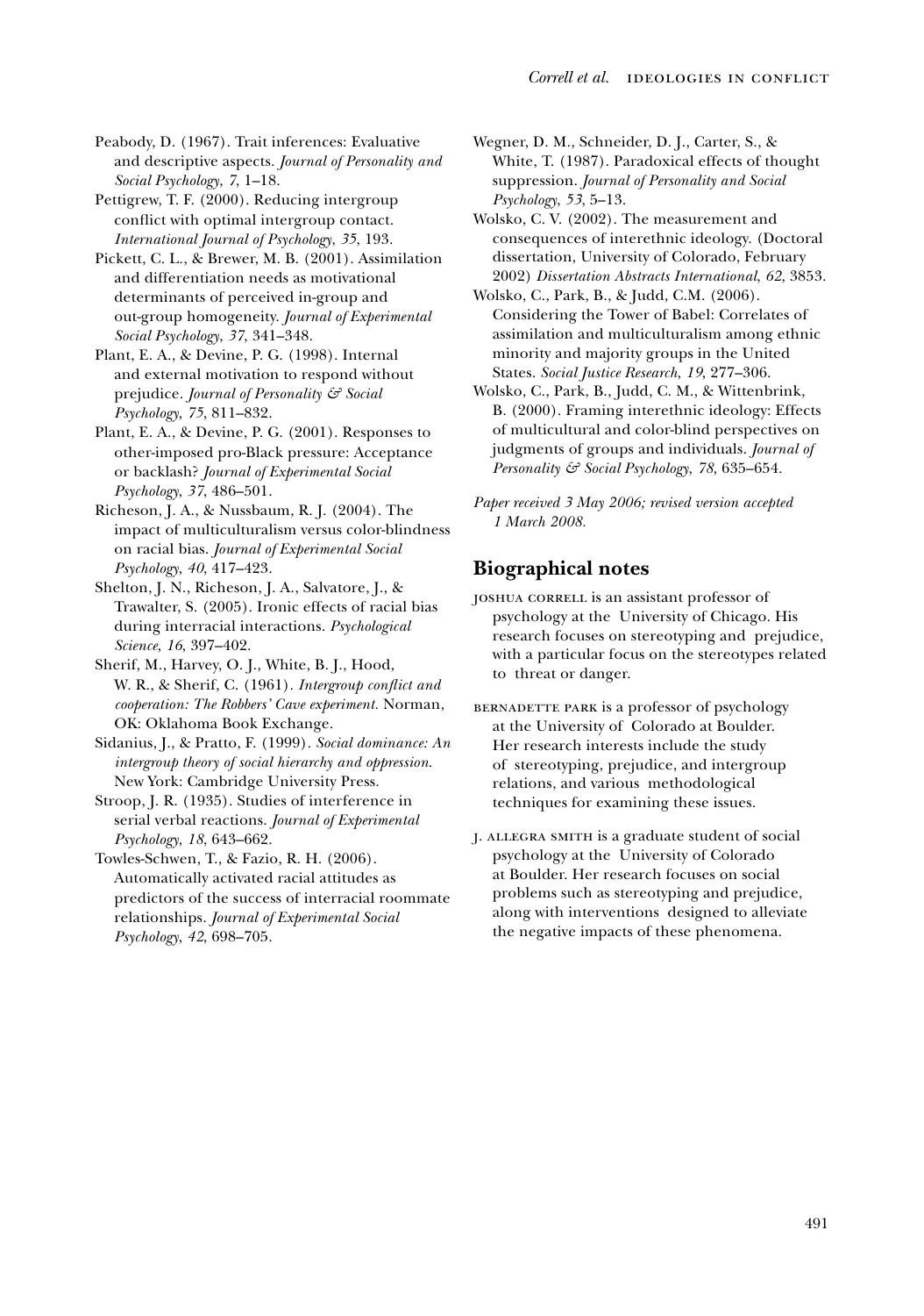Peabody, D. (1967). Trait inferences: Evaluative and descriptive aspects. *Journal of Personality and Social Psychology*, *7*, 1–18.

Pettigrew, T. F. (2000). Reducing intergroup conflict with optimal intergroup contact. *International Journal of Psychology*, *35*, 193.

Pickett, C. L., & Brewer, M. B. (2001). Assimilation and differentiation needs as motivational determinants of perceived in-group and out-group homogeneity. *Journal of Experimental Social Psychology*, *37*, 341–348.

Plant, E. A., & Devine, P. G. (1998). Internal and external motivation to respond without prejudice. *Journal of Personality & Social Psychology*, *75*, 811–832.

Plant, E. A., & Devine, P. G. (2001). Responses to other-imposed pro-Black pressure: Acceptance or backlash? *Journal of Experimental Social Psychology*, *37*, 486–501.

Richeson, J. A., & Nussbaum, R. J. (2004). The impact of multiculturalism versus color-blindness on racial bias. *Journal of Experimental Social Psychology*, *40*, 417–423.

Shelton, J. N., Richeson, J. A., Salvatore, J., & Trawalter, S. (2005). Ironic effects of racial bias during interracial interactions. *Psychological Science*, *16*, 397–402.

Sherif, M., Harvey, O. J., White, B. J., Hood, W. R., & Sherif, C. (1961). *Intergroup conflict and cooperation: The Robbers' Cave experiment.* Norman, OK: Oklahoma Book Exchange.

Sidanius, J., & Pratto, F. (1999). *Social dominance: An intergroup theory of social hierarchy and oppression.* New York: Cambridge University Press.

Stroop, J. R. (1935). Studies of interference in serial verbal reactions. *Journal of Experimental Psychology*, *18*, 643–662.

Towles-Schwen, T., & Fazio, R. H. (2006). Automatically activated racial attitudes as predictors of the success of interracial roommate relationships. *Journal of Experimental Social Psychology*, *42*, 698–705.

Wegner, D. M., Schneider, D. J., Carter, S., & White, T. (1987). Paradoxical effects of thought suppression. *Journal of Personality and Social Psychology*, *53*, 5–13.

Wolsko, C. V. (2002). The measurement and consequences of interethnic ideology. (Doctoral dissertation, University of Colorado, February 2002) *Dissertation Abstracts International*, *62*, 3853.

Wolsko, C., Park, B., & Judd, C.M. (2006). Considering the Tower of Babel: Correlates of assimilation and multiculturalism among ethnic minority and majority groups in the United States. *Social Justice Research*, *19*, 277–306.

Wolsko, C., Park, B., Judd, C. M., & Wittenbrink, B. (2000). Framing interethnic ideology: Effects of multicultural and color-blind perspectives on judgments of groups and individuals. *Journal of Personality & Social Psychology*, *78*, 635–654.

*Paper received 3 May 2006; revised version accepted 1 March 2008.*

## Biographical notes

JOSHUA CORRELL is an assistant professor of psychology at the University of Chicago. His research focuses on stereotyping and prejudice, with a particular focus on the stereotypes related to threat or danger.

BERNADETTE PARK is a professor of psychology at the University of Colorado at Boulder. Her research interests include the study of stereotyping, prejudice, and intergroup relations, and various methodological techniques for examining these issues.

J. ALLEGRA SMITH is a graduate student of social psychology at the University of Colorado at Boulder. Her research focuses on social problems such as stereotyping and prejudice, along with interventions designed to alleviate the negative impacts of these phenomena.